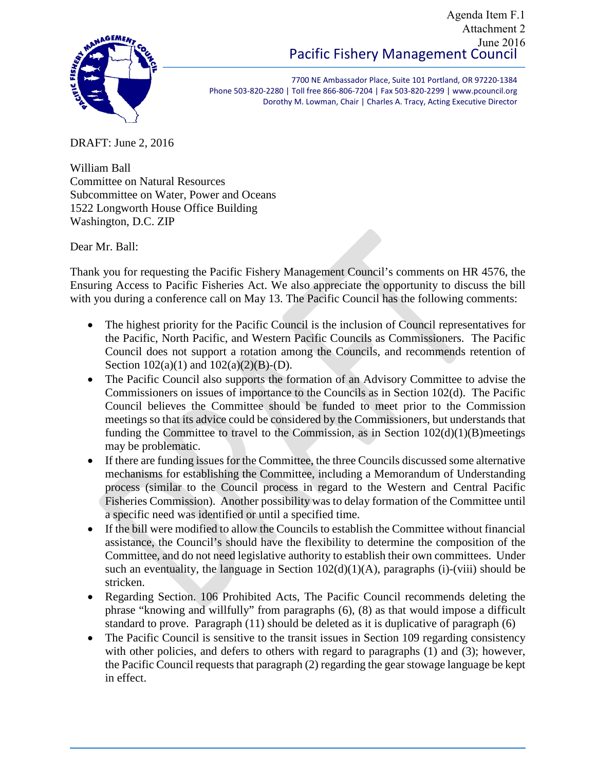Agenda Item F.1
Attachment 2
June 2016

Pacific Fishery Management Council

7700 NE Ambassador Place, Suite 101 Portland, OR 97220-1384
Phone 503-820-2280 | Toll free 866-806-7204 | Fax 503-820-2299 | www.pcouncil.org
Dorothy M. Lowman, Chair | Charles A. Tracy, Acting Executive Director

DRAFT: June 2, 2016

William Ball
Committee on Natural Resources
Subcommittee on Water, Power and Oceans
1522 Longworth House Office Building
Washington, D.C. ZIP

Dear Mr. Ball:

Thank you for requesting the Pacific Fishery Management Council's comments on HR 4576, the Ensuring Access to Pacific Fisheries Act. We also appreciate the opportunity to discuss the bill with you during a conference call on May 13. The Pacific Council has the following comments:

- The highest priority for the Pacific Council is the inclusion of Council representatives for the Pacific, North Pacific, and Western Pacific Councils as Commissioners. The Pacific Council does not support a rotation among the Councils, and recommends retention of Section 102(a)(1) and 102(a)(2)(B)-(D).
- The Pacific Council also supports the formation of an Advisory Committee to advise the Commissioners on issues of importance to the Councils as in Section 102(d). The Pacific Council believes the Committee should be funded to meet prior to the Commission meetings so that its advice could be considered by the Commissioners, but understands that funding the Committee to travel to the Commission, as in Section 102(d)(1)(B)meetings may be problematic.
- If there are funding issues for the Committee, the three Councils discussed some alternative mechanisms for establishing the Committee, including a Memorandum of Understanding process (similar to the Council process in regard to the Western and Central Pacific Fisheries Commission). Another possibility was to delay formation of the Committee until a specific need was identified or until a specified time.
- If the bill were modified to allow the Councils to establish the Committee without financial assistance, the Council's should have the flexibility to determine the composition of the Committee, and do not need legislative authority to establish their own committees. Under such an eventuality, the language in Section 102(d)(1)(A), paragraphs (i)-(viii) should be stricken.
- Regarding Section. 106 Prohibited Acts, The Pacific Council recommends deleting the phrase "knowing and willfully" from paragraphs (6), (8) as that would impose a difficult standard to prove. Paragraph (11) should be deleted as it is duplicative of paragraph (6)
- The Pacific Council is sensitive to the transit issues in Section 109 regarding consistency with other policies, and defers to others with regard to paragraphs (1) and (3); however, the Pacific Council requests that paragraph (2) regarding the gear stowage language be kept in effect.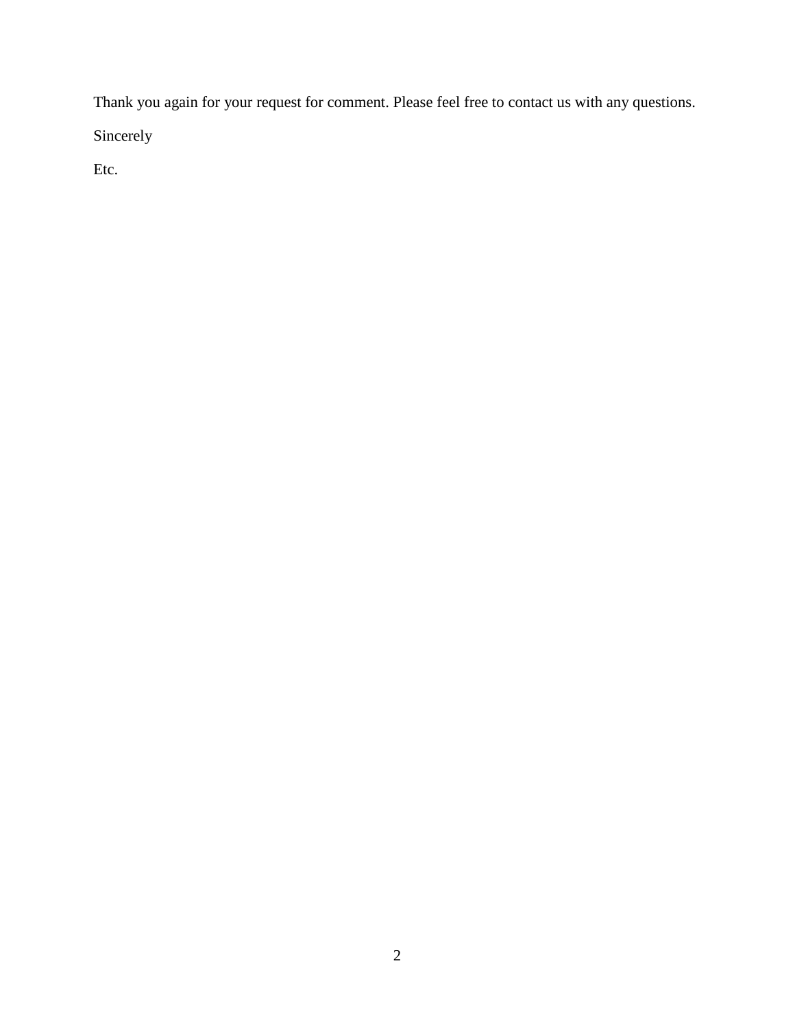Thank you again for your request for comment. Please feel free to contact us with any questions.

Sincerely

Etc.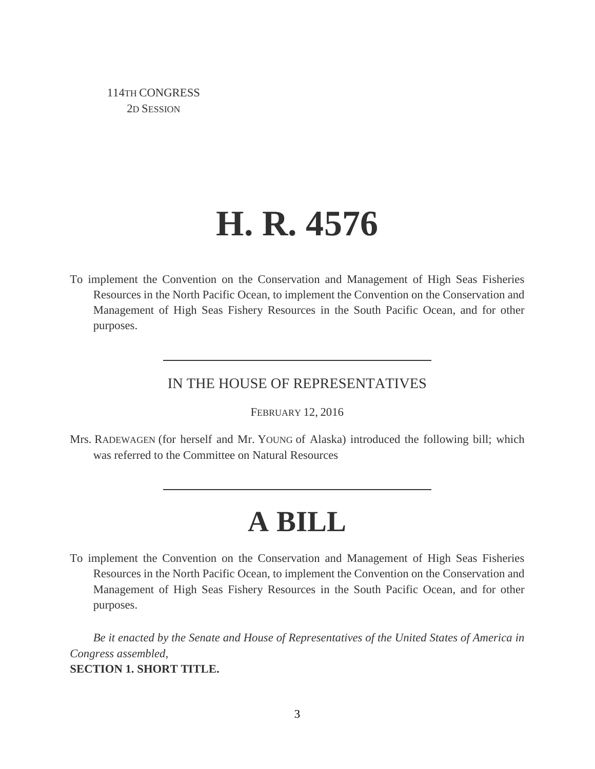114TH CONGRESS
2D SESSION

# H. R. 4576

To implement the Convention on the Conservation and Management of High Seas Fisheries Resources in the North Pacific Ocean, to implement the Convention on the Conservation and Management of High Seas Fishery Resources in the South Pacific Ocean, and for other purposes.

---

IN THE HOUSE OF REPRESENTATIVES

FEBRUARY 12, 2016

Mrs. RADEWAGEN (for herself and Mr. YOUNG of Alaska) introduced the following bill; which was referred to the Committee on Natural Resources

---

# A BILL

To implement the Convention on the Conservation and Management of High Seas Fisheries Resources in the North Pacific Ocean, to implement the Convention on the Conservation and Management of High Seas Fishery Resources in the South Pacific Ocean, and for other purposes.

*Be it enacted by the Senate and House of Representatives of the United States of America in Congress assembled,*

**SECTION 1. SHORT TITLE.**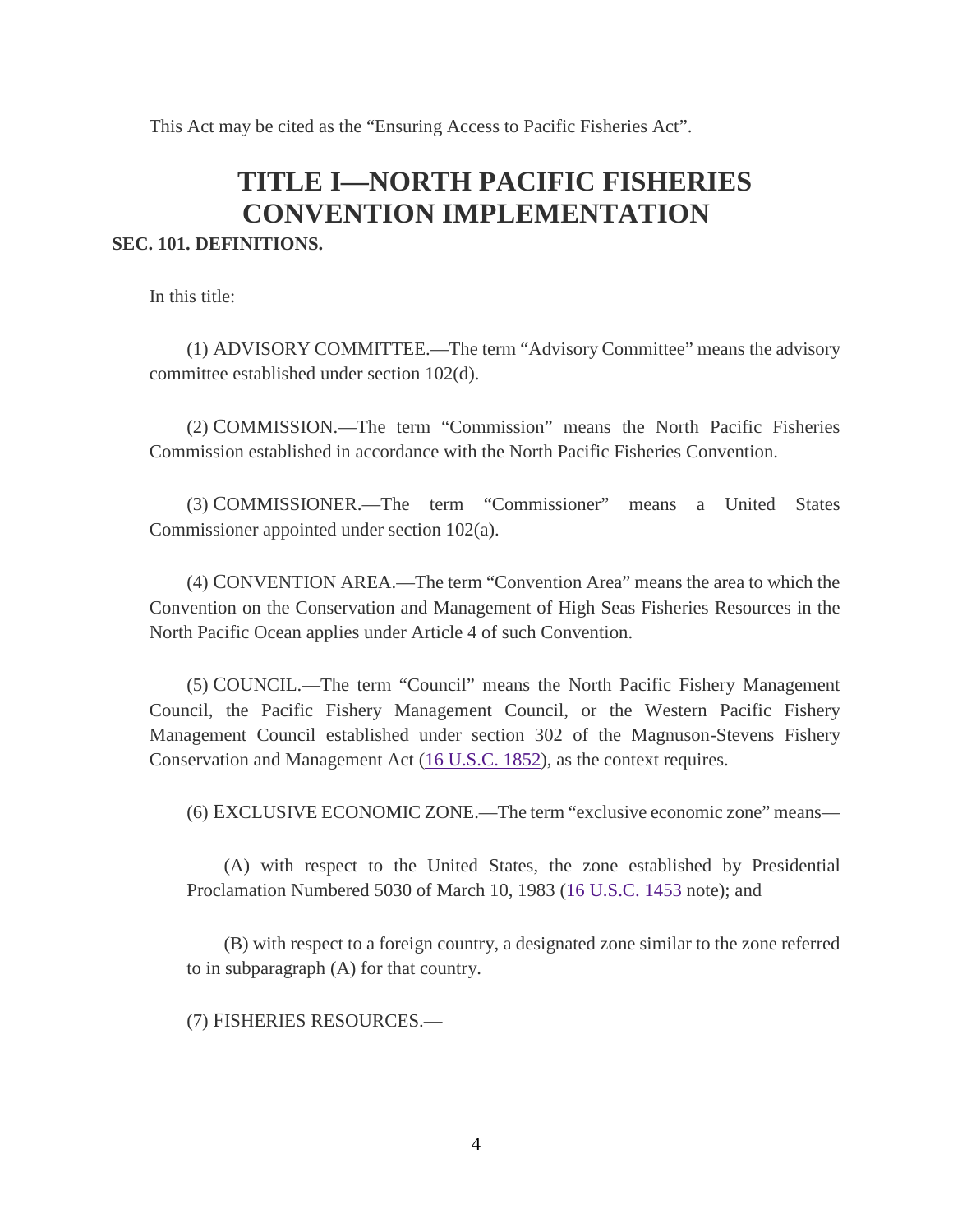This Act may be cited as the "Ensuring Access to Pacific Fisheries Act".

# TITLE I—NORTH PACIFIC FISHERIES CONVENTION IMPLEMENTATION

**SEC. 101. DEFINITIONS.**

In this title:

(1) ADVISORY COMMITTEE.—The term "Advisory Committee" means the advisory committee established under section 102(d).

(2) COMMISSION.—The term "Commission" means the North Pacific Fisheries Commission established in accordance with the North Pacific Fisheries Convention.

(3) COMMISSIONER.—The term "Commissioner" means a United States Commissioner appointed under section 102(a).

(4) CONVENTION AREA.—The term "Convention Area" means the area to which the Convention on the Conservation and Management of High Seas Fisheries Resources in the North Pacific Ocean applies under Article 4 of such Convention.

(5) COUNCIL.—The term "Council" means the North Pacific Fishery Management Council, the Pacific Fishery Management Council, or the Western Pacific Fishery Management Council established under section 302 of the Magnuson-Stevens Fishery Conservation and Management Act (16 U.S.C. 1852), as the context requires.

(6) EXCLUSIVE ECONOMIC ZONE.—The term "exclusive economic zone" means—

(A) with respect to the United States, the zone established by Presidential Proclamation Numbered 5030 of March 10, 1983 (16 U.S.C. 1453 note); and

(B) with respect to a foreign country, a designated zone similar to the zone referred to in subparagraph (A) for that country.

(7) FISHERIES RESOURCES.—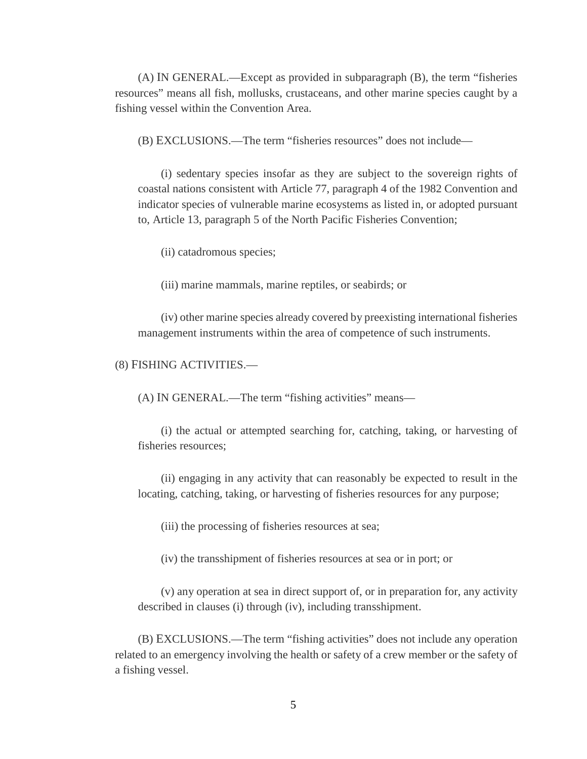(A) IN GENERAL.—Except as provided in subparagraph (B), the term "fisheries resources" means all fish, mollusks, crustaceans, and other marine species caught by a fishing vessel within the Convention Area.

(B) EXCLUSIONS.—The term "fisheries resources" does not include—

(i) sedentary species insofar as they are subject to the sovereign rights of coastal nations consistent with Article 77, paragraph 4 of the 1982 Convention and indicator species of vulnerable marine ecosystems as listed in, or adopted pursuant to, Article 13, paragraph 5 of the North Pacific Fisheries Convention;

(ii) catadromous species;

(iii) marine mammals, marine reptiles, or seabirds; or

(iv) other marine species already covered by preexisting international fisheries management instruments within the area of competence of such instruments.

(8) FISHING ACTIVITIES.—

(A) IN GENERAL.—The term "fishing activities" means—

(i) the actual or attempted searching for, catching, taking, or harvesting of fisheries resources;

(ii) engaging in any activity that can reasonably be expected to result in the locating, catching, taking, or harvesting of fisheries resources for any purpose;

(iii) the processing of fisheries resources at sea;

(iv) the transshipment of fisheries resources at sea or in port; or

(v) any operation at sea in direct support of, or in preparation for, any activity described in clauses (i) through (iv), including transshipment.

(B) EXCLUSIONS.—The term "fishing activities" does not include any operation related to an emergency involving the health or safety of a crew member or the safety of a fishing vessel.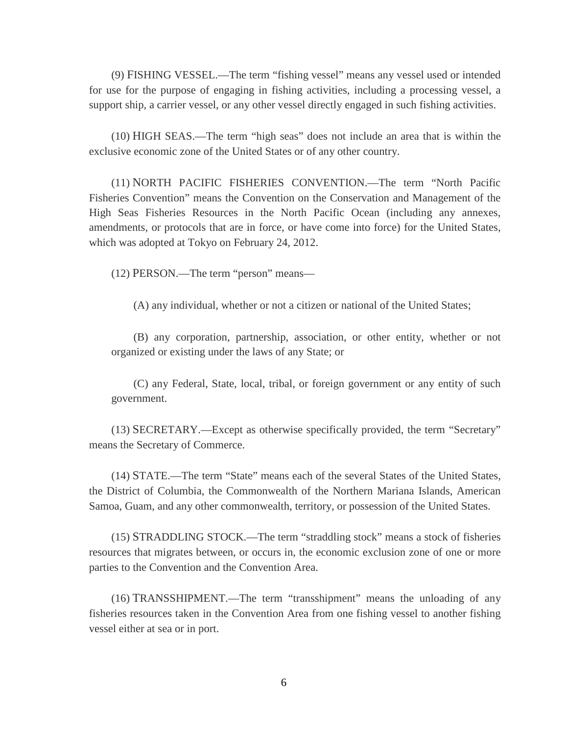(9) FISHING VESSEL.—The term "fishing vessel" means any vessel used or intended for use for the purpose of engaging in fishing activities, including a processing vessel, a support ship, a carrier vessel, or any other vessel directly engaged in such fishing activities.

(10) HIGH SEAS.—The term "high seas" does not include an area that is within the exclusive economic zone of the United States or of any other country.

(11) NORTH PACIFIC FISHERIES CONVENTION.—The term "North Pacific Fisheries Convention" means the Convention on the Conservation and Management of the High Seas Fisheries Resources in the North Pacific Ocean (including any annexes, amendments, or protocols that are in force, or have come into force) for the United States, which was adopted at Tokyo on February 24, 2012.

(12) PERSON.—The term "person" means—

(A) any individual, whether or not a citizen or national of the United States;

(B) any corporation, partnership, association, or other entity, whether or not organized or existing under the laws of any State; or

(C) any Federal, State, local, tribal, or foreign government or any entity of such government.

(13) SECRETARY.—Except as otherwise specifically provided, the term "Secretary" means the Secretary of Commerce.

(14) STATE.—The term "State" means each of the several States of the United States, the District of Columbia, the Commonwealth of the Northern Mariana Islands, American Samoa, Guam, and any other commonwealth, territory, or possession of the United States.

(15) STRADDLING STOCK.—The term "straddling stock" means a stock of fisheries resources that migrates between, or occurs in, the economic exclusion zone of one or more parties to the Convention and the Convention Area.

(16) TRANSSHIPMENT.—The term "transshipment" means the unloading of any fisheries resources taken in the Convention Area from one fishing vessel to another fishing vessel either at sea or in port.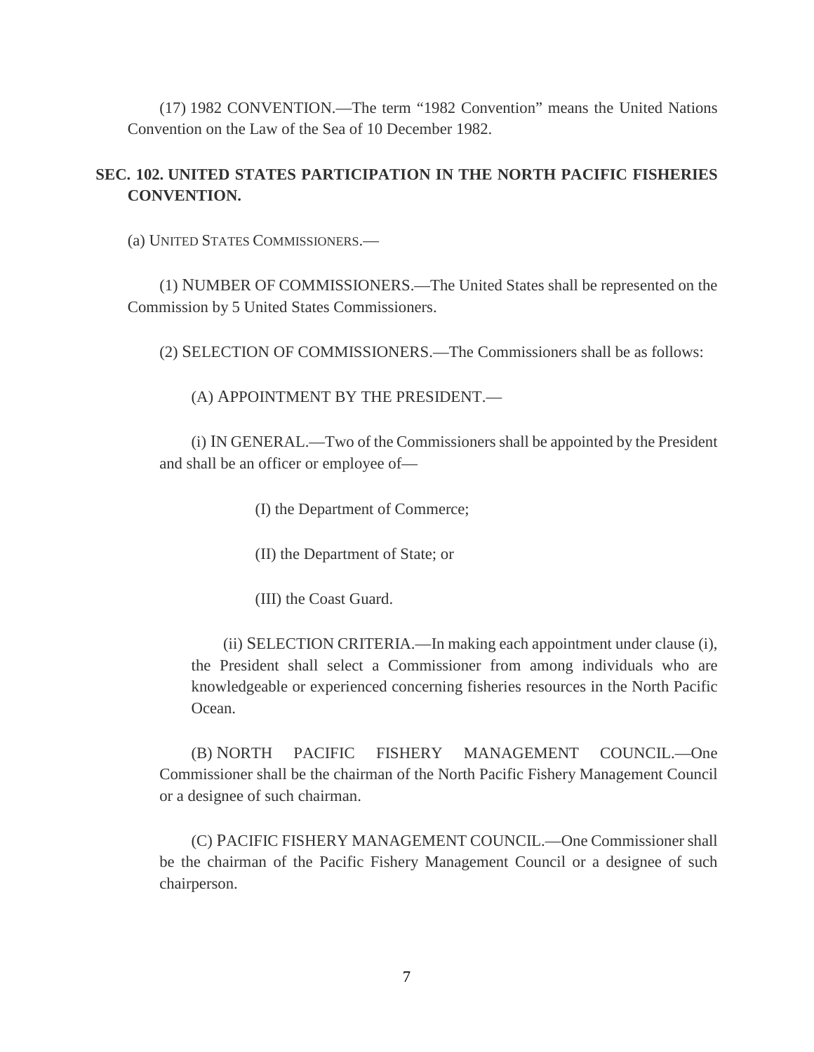(17) 1982 CONVENTION.—The term "1982 Convention" means the United Nations Convention on the Law of the Sea of 10 December 1982.

**SEC. 102. UNITED STATES PARTICIPATION IN THE NORTH PACIFIC FISHERIES CONVENTION.**

(a) UNITED STATES COMMISSIONERS.—

(1) NUMBER OF COMMISSIONERS.—The United States shall be represented on the Commission by 5 United States Commissioners.

(2) SELECTION OF COMMISSIONERS.—The Commissioners shall be as follows:

(A) APPOINTMENT BY THE PRESIDENT.—

(i) IN GENERAL.—Two of the Commissioners shall be appointed by the President and shall be an officer or employee of—

(I) the Department of Commerce;

(II) the Department of State; or

(III) the Coast Guard.

(ii) SELECTION CRITERIA.—In making each appointment under clause (i), the President shall select a Commissioner from among individuals who are knowledgeable or experienced concerning fisheries resources in the North Pacific Ocean.

(B) NORTH PACIFIC FISHERY MANAGEMENT COUNCIL.—One Commissioner shall be the chairman of the North Pacific Fishery Management Council or a designee of such chairman.

(C) PACIFIC FISHERY MANAGEMENT COUNCIL.—One Commissioner shall be the chairman of the Pacific Fishery Management Council or a designee of such chairperson.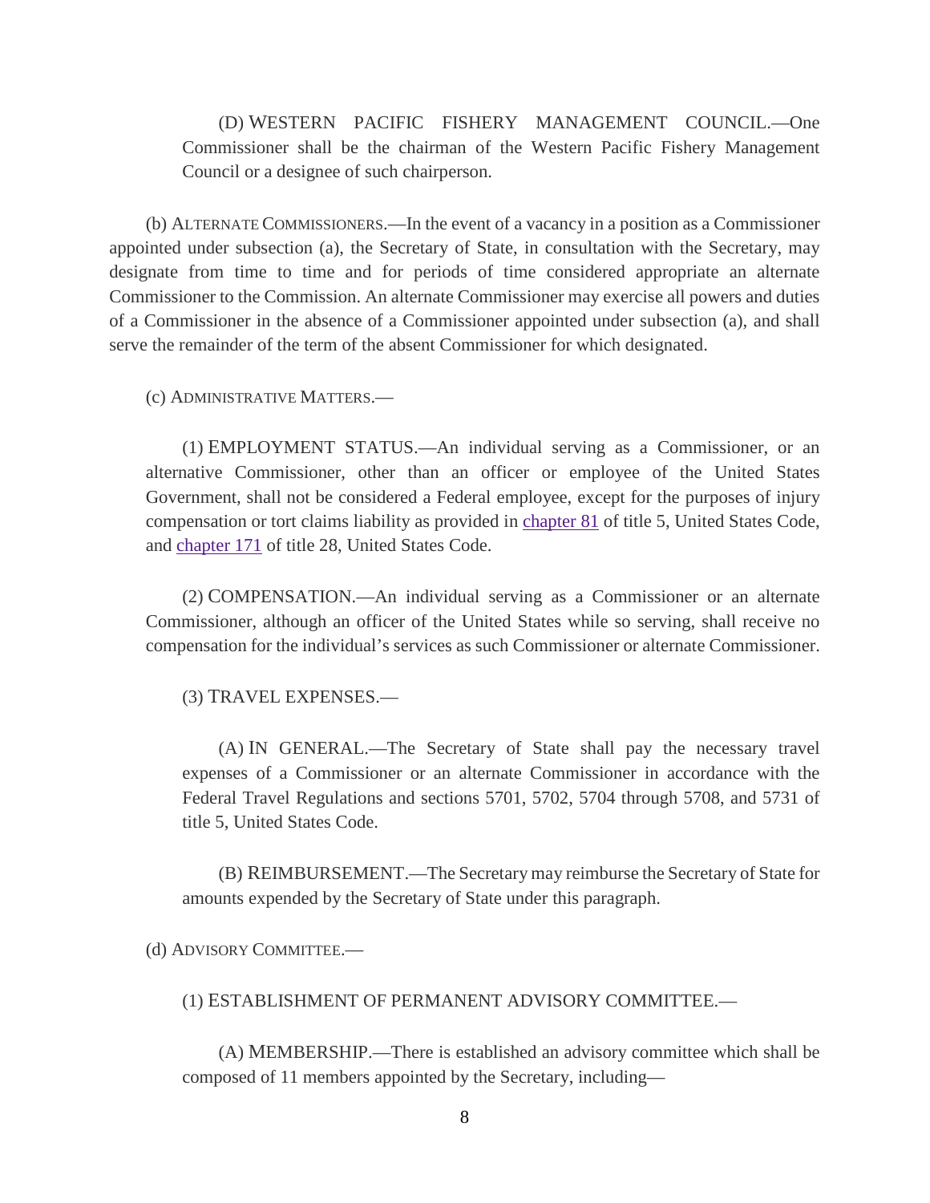(D) WESTERN PACIFIC FISHERY MANAGEMENT COUNCIL.—One Commissioner shall be the chairman of the Western Pacific Fishery Management Council or a designee of such chairperson.

(b) ALTERNATE COMMISSIONERS.—In the event of a vacancy in a position as a Commissioner appointed under subsection (a), the Secretary of State, in consultation with the Secretary, may designate from time to time and for periods of time considered appropriate an alternate Commissioner to the Commission. An alternate Commissioner may exercise all powers and duties of a Commissioner in the absence of a Commissioner appointed under subsection (a), and shall serve the remainder of the term of the absent Commissioner for which designated.

(c) ADMINISTRATIVE MATTERS.—

(1) EMPLOYMENT STATUS.—An individual serving as a Commissioner, or an alternative Commissioner, other than an officer or employee of the United States Government, shall not be considered a Federal employee, except for the purposes of injury compensation or tort claims liability as provided in chapter 81 of title 5, United States Code, and chapter 171 of title 28, United States Code.

(2) COMPENSATION.—An individual serving as a Commissioner or an alternate Commissioner, although an officer of the United States while so serving, shall receive no compensation for the individual's services as such Commissioner or alternate Commissioner.

(3) TRAVEL EXPENSES.—

(A) IN GENERAL.—The Secretary of State shall pay the necessary travel expenses of a Commissioner or an alternate Commissioner in accordance with the Federal Travel Regulations and sections 5701, 5702, 5704 through 5708, and 5731 of title 5, United States Code.

(B) REIMBURSEMENT.—The Secretary may reimburse the Secretary of State for amounts expended by the Secretary of State under this paragraph.

(d) ADVISORY COMMITTEE.—

(1) ESTABLISHMENT OF PERMANENT ADVISORY COMMITTEE.—

(A) MEMBERSHIP.—There is established an advisory committee which shall be composed of 11 members appointed by the Secretary, including—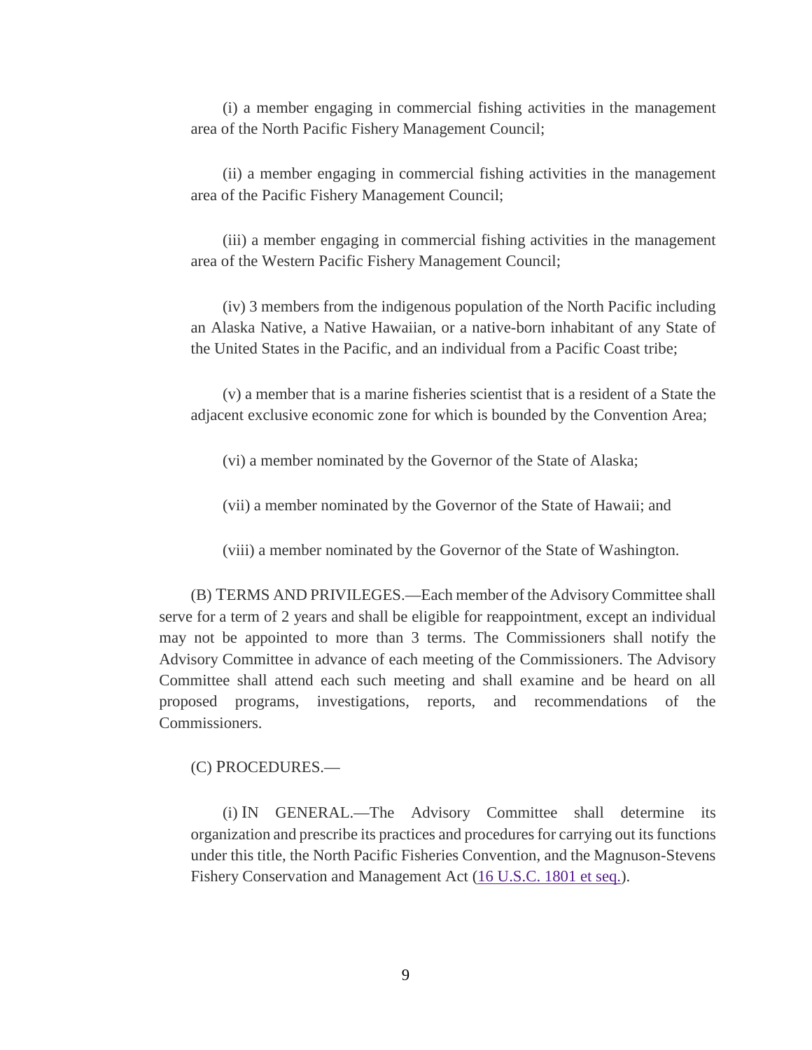(i) a member engaging in commercial fishing activities in the management area of the North Pacific Fishery Management Council;

(ii) a member engaging in commercial fishing activities in the management area of the Pacific Fishery Management Council;

(iii) a member engaging in commercial fishing activities in the management area of the Western Pacific Fishery Management Council;

(iv) 3 members from the indigenous population of the North Pacific including an Alaska Native, a Native Hawaiian, or a native-born inhabitant of any State of the United States in the Pacific, and an individual from a Pacific Coast tribe;

(v) a member that is a marine fisheries scientist that is a resident of a State the adjacent exclusive economic zone for which is bounded by the Convention Area;

(vi) a member nominated by the Governor of the State of Alaska;

(vii) a member nominated by the Governor of the State of Hawaii; and

(viii) a member nominated by the Governor of the State of Washington.

(B) TERMS AND PRIVILEGES.—Each member of the Advisory Committee shall serve for a term of 2 years and shall be eligible for reappointment, except an individual may not be appointed to more than 3 terms. The Commissioners shall notify the Advisory Committee in advance of each meeting of the Commissioners. The Advisory Committee shall attend each such meeting and shall examine and be heard on all proposed programs, investigations, reports, and recommendations of the Commissioners.

(C) PROCEDURES.—

(i) IN GENERAL.—The Advisory Committee shall determine its organization and prescribe its practices and procedures for carrying out its functions under this title, the North Pacific Fisheries Convention, and the Magnuson-Stevens Fishery Conservation and Management Act (16 U.S.C. 1801 et seq.).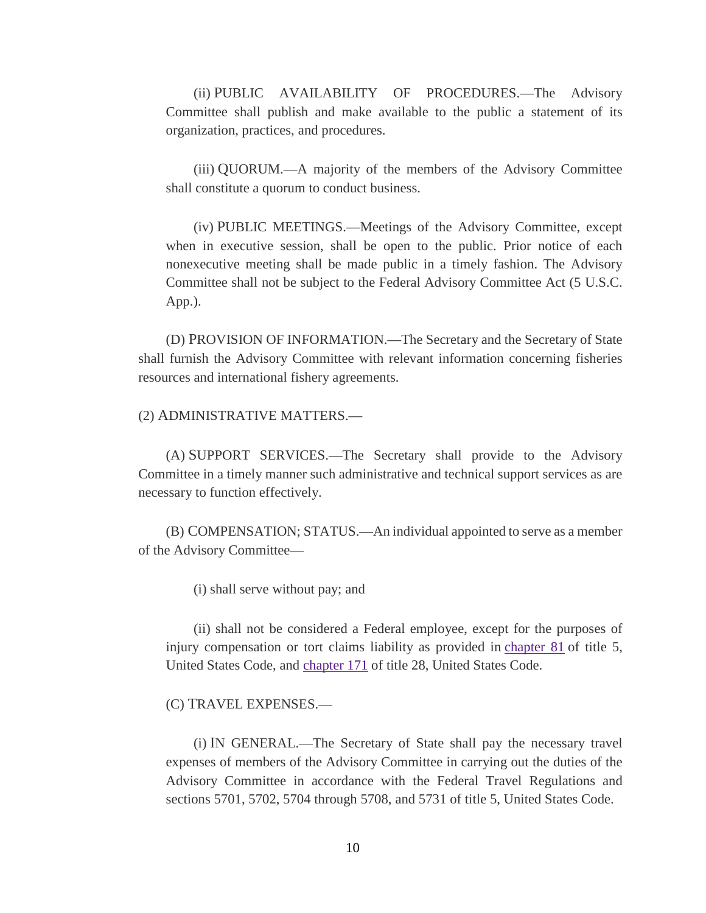(ii) PUBLIC AVAILABILITY OF PROCEDURES.—The Advisory Committee shall publish and make available to the public a statement of its organization, practices, and procedures.

(iii) QUORUM.—A majority of the members of the Advisory Committee shall constitute a quorum to conduct business.

(iv) PUBLIC MEETINGS.—Meetings of the Advisory Committee, except when in executive session, shall be open to the public. Prior notice of each nonexecutive meeting shall be made public in a timely fashion. The Advisory Committee shall not be subject to the Federal Advisory Committee Act (5 U.S.C. App.).

(D) PROVISION OF INFORMATION.—The Secretary and the Secretary of State shall furnish the Advisory Committee with relevant information concerning fisheries resources and international fishery agreements.

(2) ADMINISTRATIVE MATTERS.—

(A) SUPPORT SERVICES.—The Secretary shall provide to the Advisory Committee in a timely manner such administrative and technical support services as are necessary to function effectively.

(B) COMPENSATION; STATUS.—An individual appointed to serve as a member of the Advisory Committee—

(i) shall serve without pay; and

(ii) shall not be considered a Federal employee, except for the purposes of injury compensation or tort claims liability as provided in chapter 81 of title 5, United States Code, and chapter 171 of title 28, United States Code.

(C) TRAVEL EXPENSES.—

(i) IN GENERAL.—The Secretary of State shall pay the necessary travel expenses of members of the Advisory Committee in carrying out the duties of the Advisory Committee in accordance with the Federal Travel Regulations and sections 5701, 5702, 5704 through 5708, and 5731 of title 5, United States Code.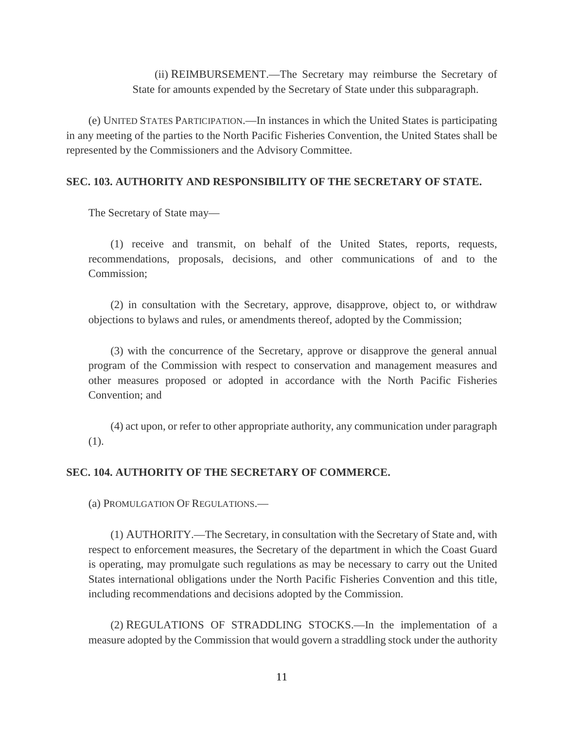(ii) REIMBURSEMENT.—The Secretary may reimburse the Secretary of State for amounts expended by the Secretary of State under this subparagraph.

(e) UNITED STATES PARTICIPATION.—In instances in which the United States is participating in any meeting of the parties to the North Pacific Fisheries Convention, the United States shall be represented by the Commissioners and the Advisory Committee.

### SEC. 103. AUTHORITY AND RESPONSIBILITY OF THE SECRETARY OF STATE.

The Secretary of State may—

(1) receive and transmit, on behalf of the United States, reports, requests, recommendations, proposals, decisions, and other communications of and to the Commission;

(2) in consultation with the Secretary, approve, disapprove, object to, or withdraw objections to bylaws and rules, or amendments thereof, adopted by the Commission;

(3) with the concurrence of the Secretary, approve or disapprove the general annual program of the Commission with respect to conservation and management measures and other measures proposed or adopted in accordance with the North Pacific Fisheries Convention; and

(4) act upon, or refer to other appropriate authority, any communication under paragraph (1).

### SEC. 104. AUTHORITY OF THE SECRETARY OF COMMERCE.

(a) PROMULGATION OF REGULATIONS.—

(1) AUTHORITY.—The Secretary, in consultation with the Secretary of State and, with respect to enforcement measures, the Secretary of the department in which the Coast Guard is operating, may promulgate such regulations as may be necessary to carry out the United States international obligations under the North Pacific Fisheries Convention and this title, including recommendations and decisions adopted by the Commission.

(2) REGULATIONS OF STRADDLING STOCKS.—In the implementation of a measure adopted by the Commission that would govern a straddling stock under the authority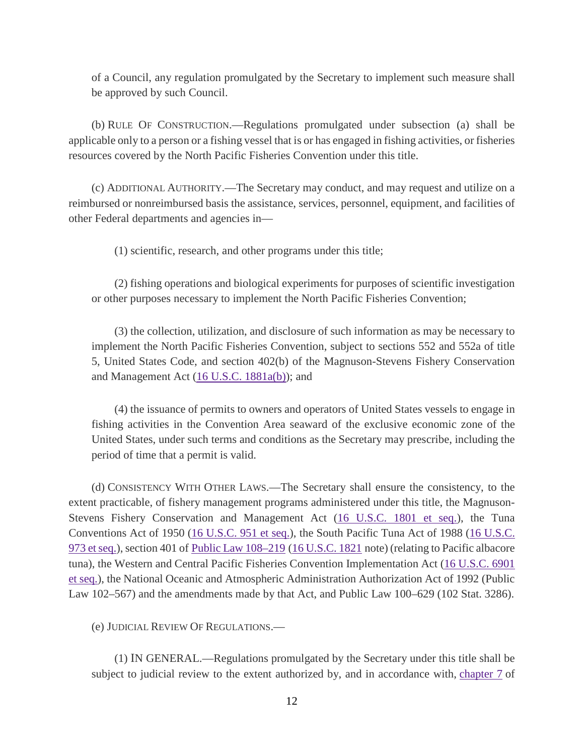of a Council, any regulation promulgated by the Secretary to implement such measure shall be approved by such Council.

(b) Rule Of Construction.—Regulations promulgated under subsection (a) shall be applicable only to a person or a fishing vessel that is or has engaged in fishing activities, or fisheries resources covered by the North Pacific Fisheries Convention under this title.

(c) Additional Authority.—The Secretary may conduct, and may request and utilize on a reimbursed or nonreimbursed basis the assistance, services, personnel, equipment, and facilities of other Federal departments and agencies in—

(1) scientific, research, and other programs under this title;

(2) fishing operations and biological experiments for purposes of scientific investigation or other purposes necessary to implement the North Pacific Fisheries Convention;

(3) the collection, utilization, and disclosure of such information as may be necessary to implement the North Pacific Fisheries Convention, subject to sections 552 and 552a of title 5, United States Code, and section 402(b) of the Magnuson-Stevens Fishery Conservation and Management Act (16 U.S.C. 1881a(b)); and

(4) the issuance of permits to owners and operators of United States vessels to engage in fishing activities in the Convention Area seaward of the exclusive economic zone of the United States, under such terms and conditions as the Secretary may prescribe, including the period of time that a permit is valid.

(d) Consistency With Other Laws.—The Secretary shall ensure the consistency, to the extent practicable, of fishery management programs administered under this title, the Magnuson-Stevens Fishery Conservation and Management Act (16 U.S.C. 1801 et seq.), the Tuna Conventions Act of 1950 (16 U.S.C. 951 et seq.), the South Pacific Tuna Act of 1988 (16 U.S.C. 973 et seq.), section 401 of Public Law 108–219 (16 U.S.C. 1821 note) (relating to Pacific albacore tuna), the Western and Central Pacific Fisheries Convention Implementation Act (16 U.S.C. 6901 et seq.), the National Oceanic and Atmospheric Administration Authorization Act of 1992 (Public Law 102–567) and the amendments made by that Act, and Public Law 100–629 (102 Stat. 3286).

(e) Judicial Review Of Regulations.—

(1) IN GENERAL.—Regulations promulgated by the Secretary under this title shall be subject to judicial review to the extent authorized by, and in accordance with, chapter 7 of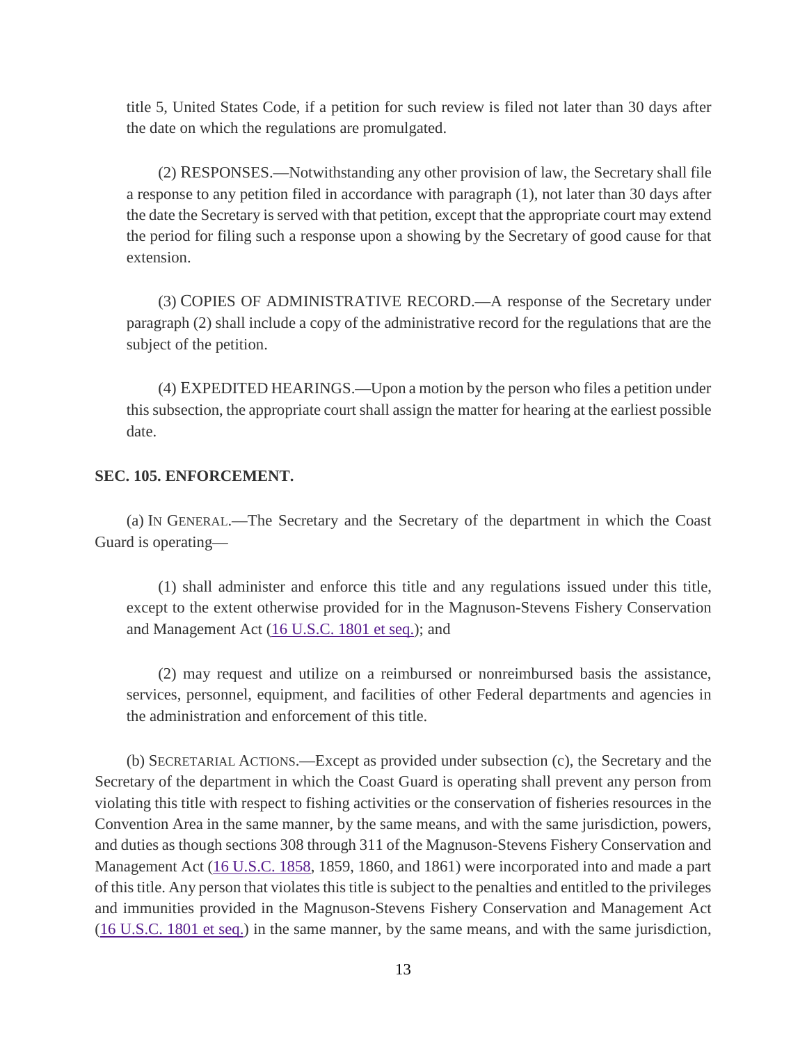title 5, United States Code, if a petition for such review is filed not later than 30 days after the date on which the regulations are promulgated.

(2) RESPONSES.—Notwithstanding any other provision of law, the Secretary shall file a response to any petition filed in accordance with paragraph (1), not later than 30 days after the date the Secretary is served with that petition, except that the appropriate court may extend the period for filing such a response upon a showing by the Secretary of good cause for that extension.

(3) COPIES OF ADMINISTRATIVE RECORD.—A response of the Secretary under paragraph (2) shall include a copy of the administrative record for the regulations that are the subject of the petition.

(4) EXPEDITED HEARINGS.—Upon a motion by the person who files a petition under this subsection, the appropriate court shall assign the matter for hearing at the earliest possible date.

**SEC. 105. ENFORCEMENT.**

(a) IN GENERAL.—The Secretary and the Secretary of the department in which the Coast Guard is operating—

(1) shall administer and enforce this title and any regulations issued under this title, except to the extent otherwise provided for in the Magnuson-Stevens Fishery Conservation and Management Act (16 U.S.C. 1801 et seq.); and

(2) may request and utilize on a reimbursed or nonreimbursed basis the assistance, services, personnel, equipment, and facilities of other Federal departments and agencies in the administration and enforcement of this title.

(b) SECRETARIAL ACTIONS.—Except as provided under subsection (c), the Secretary and the Secretary of the department in which the Coast Guard is operating shall prevent any person from violating this title with respect to fishing activities or the conservation of fisheries resources in the Convention Area in the same manner, by the same means, and with the same jurisdiction, powers, and duties as though sections 308 through 311 of the Magnuson-Stevens Fishery Conservation and Management Act (16 U.S.C. 1858, 1859, 1860, and 1861) were incorporated into and made a part of this title. Any person that violates this title is subject to the penalties and entitled to the privileges and immunities provided in the Magnuson-Stevens Fishery Conservation and Management Act (16 U.S.C. 1801 et seq.) in the same manner, by the same means, and with the same jurisdiction,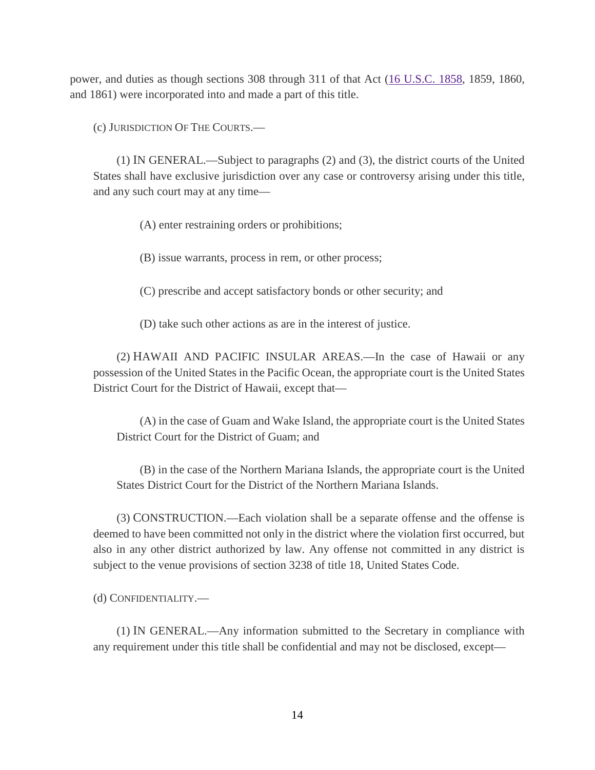power, and duties as though sections 308 through 311 of that Act ([16 U.S.C. 1858](), 1859, 1860, and 1861) were incorporated into and made a part of this title.

(c) JURISDICTION OF THE COURTS.—

(1) IN GENERAL.—Subject to paragraphs (2) and (3), the district courts of the United States shall have exclusive jurisdiction over any case or controversy arising under this title, and any such court may at any time—

(A) enter restraining orders or prohibitions;

(B) issue warrants, process in rem, or other process;

(C) prescribe and accept satisfactory bonds or other security; and

(D) take such other actions as are in the interest of justice.

(2) HAWAII AND PACIFIC INSULAR AREAS.—In the case of Hawaii or any possession of the United States in the Pacific Ocean, the appropriate court is the United States District Court for the District of Hawaii, except that—

(A) in the case of Guam and Wake Island, the appropriate court is the United States District Court for the District of Guam; and

(B) in the case of the Northern Mariana Islands, the appropriate court is the United States District Court for the District of the Northern Mariana Islands.

(3) CONSTRUCTION.—Each violation shall be a separate offense and the offense is deemed to have been committed not only in the district where the violation first occurred, but also in any other district authorized by law. Any offense not committed in any district is subject to the venue provisions of section 3238 of title 18, United States Code.

(d) CONFIDENTIALITY.—

(1) IN GENERAL.—Any information submitted to the Secretary in compliance with any requirement under this title shall be confidential and may not be disclosed, except—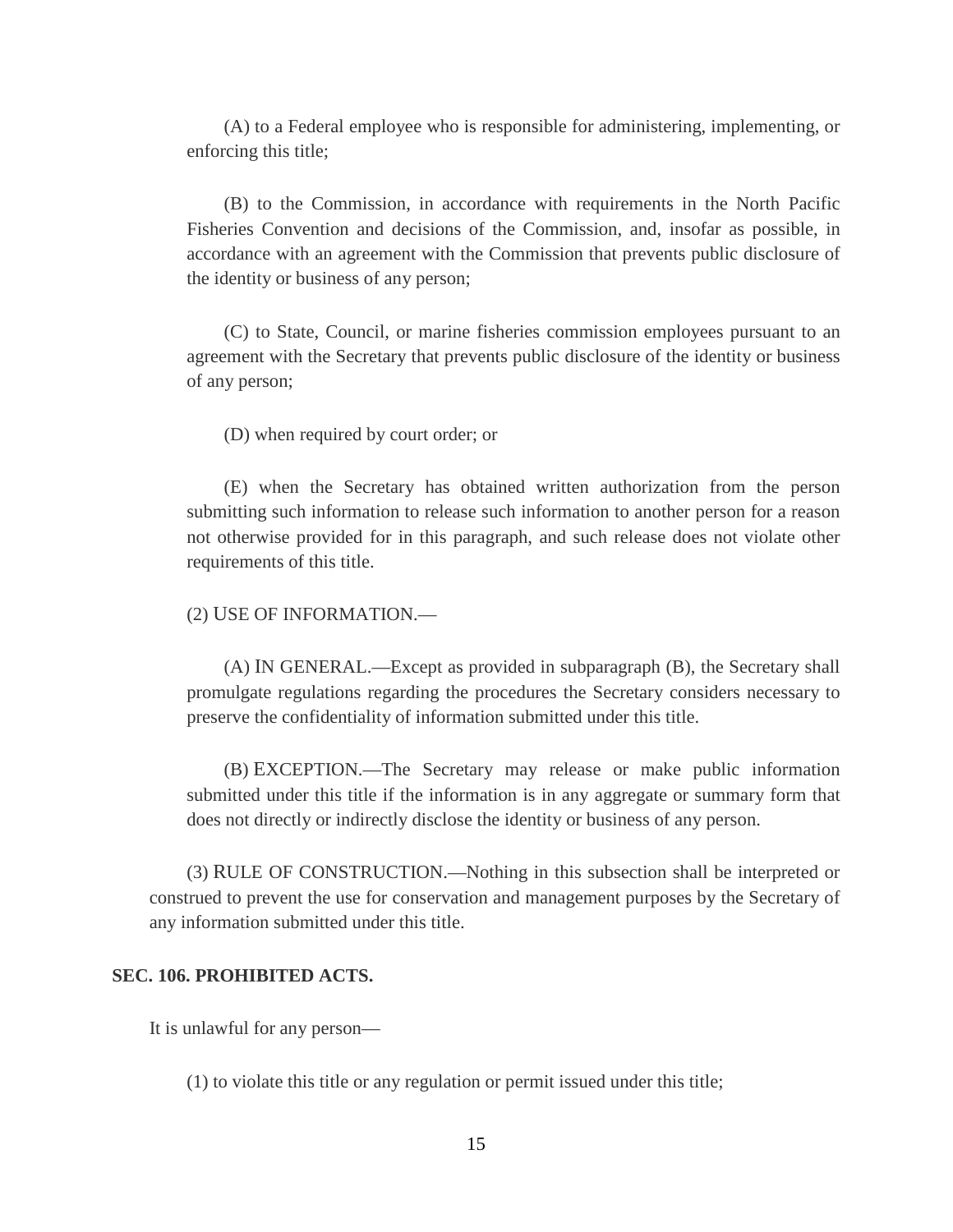(A) to a Federal employee who is responsible for administering, implementing, or enforcing this title;

(B) to the Commission, in accordance with requirements in the North Pacific Fisheries Convention and decisions of the Commission, and, insofar as possible, in accordance with an agreement with the Commission that prevents public disclosure of the identity or business of any person;

(C) to State, Council, or marine fisheries commission employees pursuant to an agreement with the Secretary that prevents public disclosure of the identity or business of any person;

(D) when required by court order; or

(E) when the Secretary has obtained written authorization from the person submitting such information to release such information to another person for a reason not otherwise provided for in this paragraph, and such release does not violate other requirements of this title.

(2) USE OF INFORMATION.—

(A) IN GENERAL.—Except as provided in subparagraph (B), the Secretary shall promulgate regulations regarding the procedures the Secretary considers necessary to preserve the confidentiality of information submitted under this title.

(B) EXCEPTION.—The Secretary may release or make public information submitted under this title if the information is in any aggregate or summary form that does not directly or indirectly disclose the identity or business of any person.

(3) RULE OF CONSTRUCTION.—Nothing in this subsection shall be interpreted or construed to prevent the use for conservation and management purposes by the Secretary of any information submitted under this title.

**SEC. 106. PROHIBITED ACTS.**

It is unlawful for any person—

(1) to violate this title or any regulation or permit issued under this title;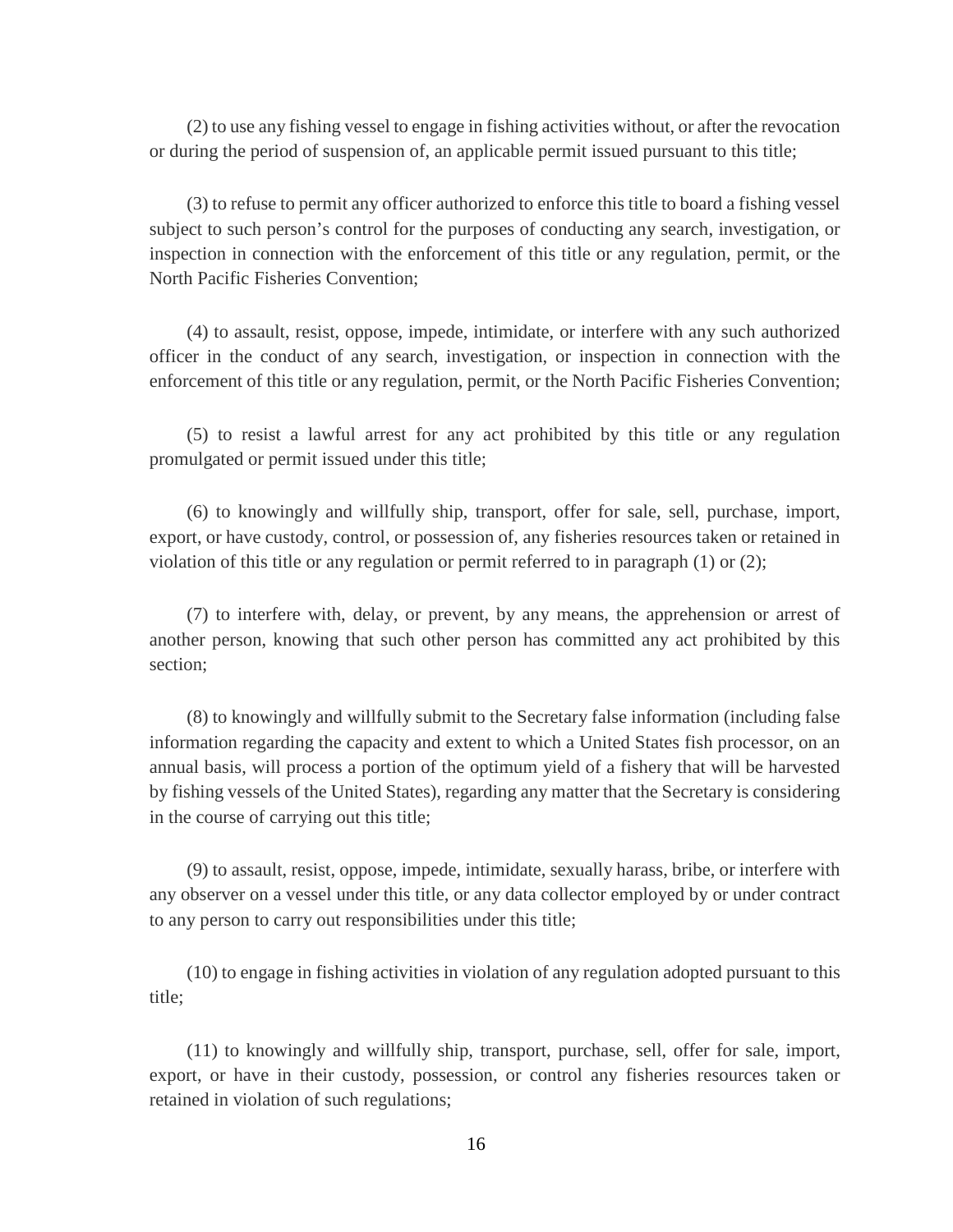(2) to use any fishing vessel to engage in fishing activities without, or after the revocation or during the period of suspension of, an applicable permit issued pursuant to this title;

(3) to refuse to permit any officer authorized to enforce this title to board a fishing vessel subject to such person's control for the purposes of conducting any search, investigation, or inspection in connection with the enforcement of this title or any regulation, permit, or the North Pacific Fisheries Convention;

(4) to assault, resist, oppose, impede, intimidate, or interfere with any such authorized officer in the conduct of any search, investigation, or inspection in connection with the enforcement of this title or any regulation, permit, or the North Pacific Fisheries Convention;

(5) to resist a lawful arrest for any act prohibited by this title or any regulation promulgated or permit issued under this title;

(6) to knowingly and willfully ship, transport, offer for sale, sell, purchase, import, export, or have custody, control, or possession of, any fisheries resources taken or retained in violation of this title or any regulation or permit referred to in paragraph (1) or (2);

(7) to interfere with, delay, or prevent, by any means, the apprehension or arrest of another person, knowing that such other person has committed any act prohibited by this section;

(8) to knowingly and willfully submit to the Secretary false information (including false information regarding the capacity and extent to which a United States fish processor, on an annual basis, will process a portion of the optimum yield of a fishery that will be harvested by fishing vessels of the United States), regarding any matter that the Secretary is considering in the course of carrying out this title;

(9) to assault, resist, oppose, impede, intimidate, sexually harass, bribe, or interfere with any observer on a vessel under this title, or any data collector employed by or under contract to any person to carry out responsibilities under this title;

(10) to engage in fishing activities in violation of any regulation adopted pursuant to this title;

(11) to knowingly and willfully ship, transport, purchase, sell, offer for sale, import, export, or have in their custody, possession, or control any fisheries resources taken or retained in violation of such regulations;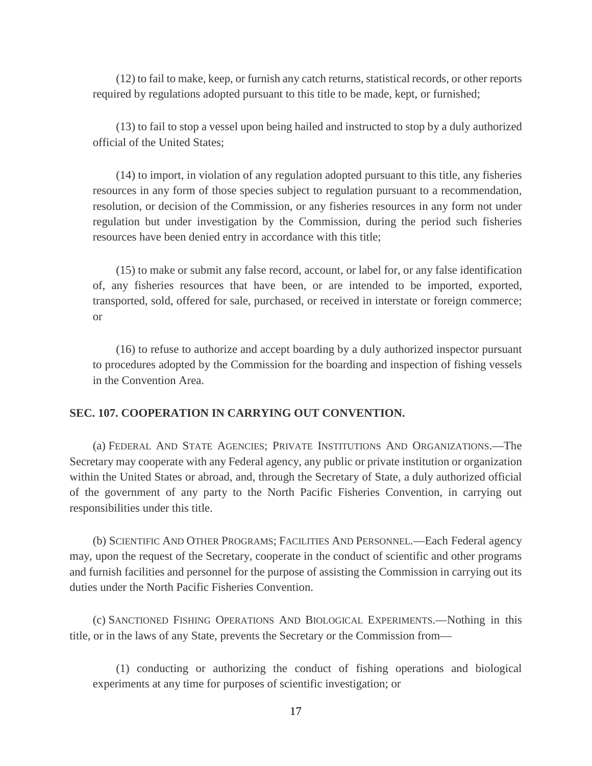(12) to fail to make, keep, or furnish any catch returns, statistical records, or other reports required by regulations adopted pursuant to this title to be made, kept, or furnished;

(13) to fail to stop a vessel upon being hailed and instructed to stop by a duly authorized official of the United States;

(14) to import, in violation of any regulation adopted pursuant to this title, any fisheries resources in any form of those species subject to regulation pursuant to a recommendation, resolution, or decision of the Commission, or any fisheries resources in any form not under regulation but under investigation by the Commission, during the period such fisheries resources have been denied entry in accordance with this title;

(15) to make or submit any false record, account, or label for, or any false identification of, any fisheries resources that have been, or are intended to be imported, exported, transported, sold, offered for sale, purchased, or received in interstate or foreign commerce; or

(16) to refuse to authorize and accept boarding by a duly authorized inspector pursuant to procedures adopted by the Commission for the boarding and inspection of fishing vessels in the Convention Area.

**SEC. 107. COOPERATION IN CARRYING OUT CONVENTION.**

(a) FEDERAL AND STATE AGENCIES; PRIVATE INSTITUTIONS AND ORGANIZATIONS.—The Secretary may cooperate with any Federal agency, any public or private institution or organization within the United States or abroad, and, through the Secretary of State, a duly authorized official of the government of any party to the North Pacific Fisheries Convention, in carrying out responsibilities under this title.

(b) SCIENTIFIC AND OTHER PROGRAMS; FACILITIES AND PERSONNEL.—Each Federal agency may, upon the request of the Secretary, cooperate in the conduct of scientific and other programs and furnish facilities and personnel for the purpose of assisting the Commission in carrying out its duties under the North Pacific Fisheries Convention.

(c) SANCTIONED FISHING OPERATIONS AND BIOLOGICAL EXPERIMENTS.—Nothing in this title, or in the laws of any State, prevents the Secretary or the Commission from—

(1) conducting or authorizing the conduct of fishing operations and biological experiments at any time for purposes of scientific investigation; or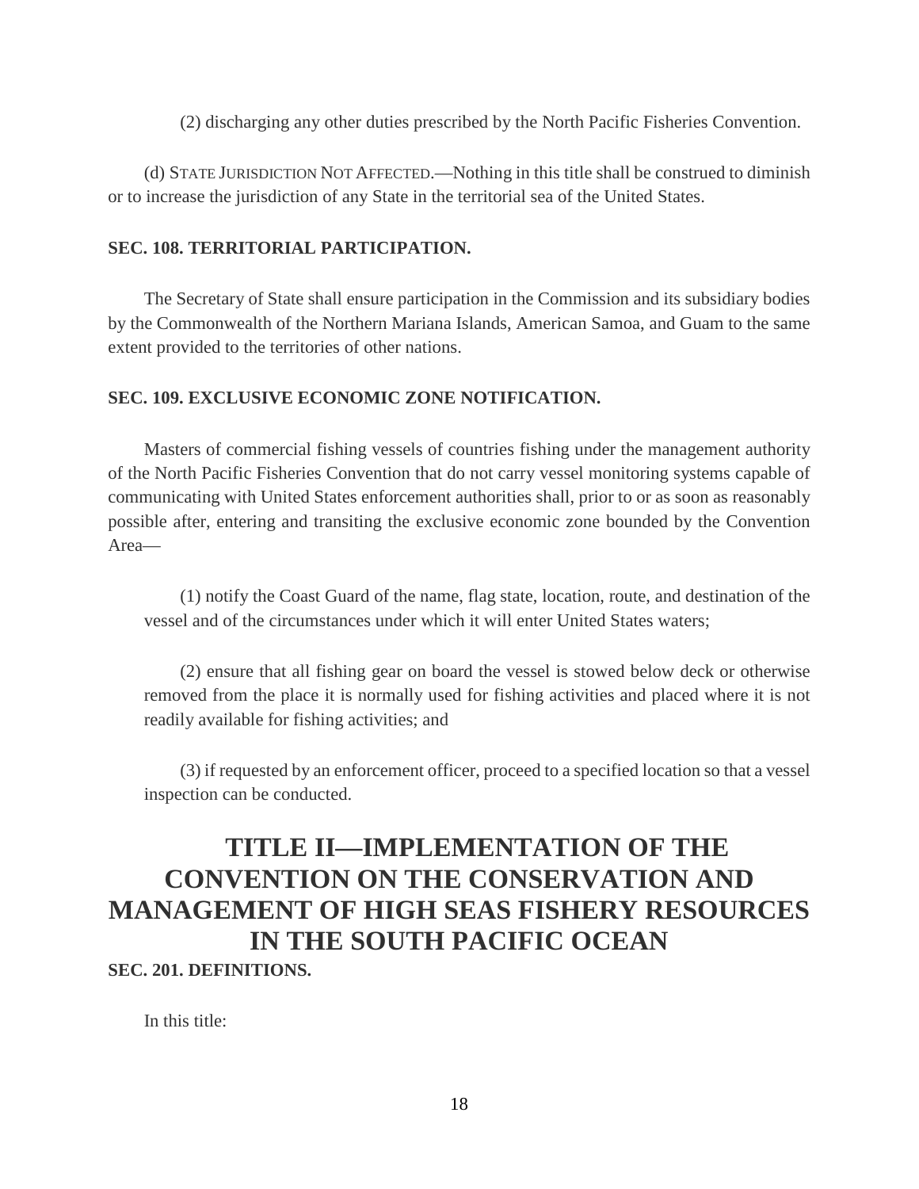(2) discharging any other duties prescribed by the North Pacific Fisheries Convention.

(d) STATE JURISDICTION NOT AFFECTED.—Nothing in this title shall be construed to diminish or to increase the jurisdiction of any State in the territorial sea of the United States.

**SEC. 108. TERRITORIAL PARTICIPATION.**

The Secretary of State shall ensure participation in the Commission and its subsidiary bodies by the Commonwealth of the Northern Mariana Islands, American Samoa, and Guam to the same extent provided to the territories of other nations.

**SEC. 109. EXCLUSIVE ECONOMIC ZONE NOTIFICATION.**

Masters of commercial fishing vessels of countries fishing under the management authority of the North Pacific Fisheries Convention that do not carry vessel monitoring systems capable of communicating with United States enforcement authorities shall, prior to or as soon as reasonably possible after, entering and transiting the exclusive economic zone bounded by the Convention Area—

(1) notify the Coast Guard of the name, flag state, location, route, and destination of the vessel and of the circumstances under which it will enter United States waters;

(2) ensure that all fishing gear on board the vessel is stowed below deck or otherwise removed from the place it is normally used for fishing activities and placed where it is not readily available for fishing activities; and

(3) if requested by an enforcement officer, proceed to a specified location so that a vessel inspection can be conducted.

# TITLE II—IMPLEMENTATION OF THE CONVENTION ON THE CONSERVATION AND MANAGEMENT OF HIGH SEAS FISHERY RESOURCES IN THE SOUTH PACIFIC OCEAN

**SEC. 201. DEFINITIONS.**

In this title: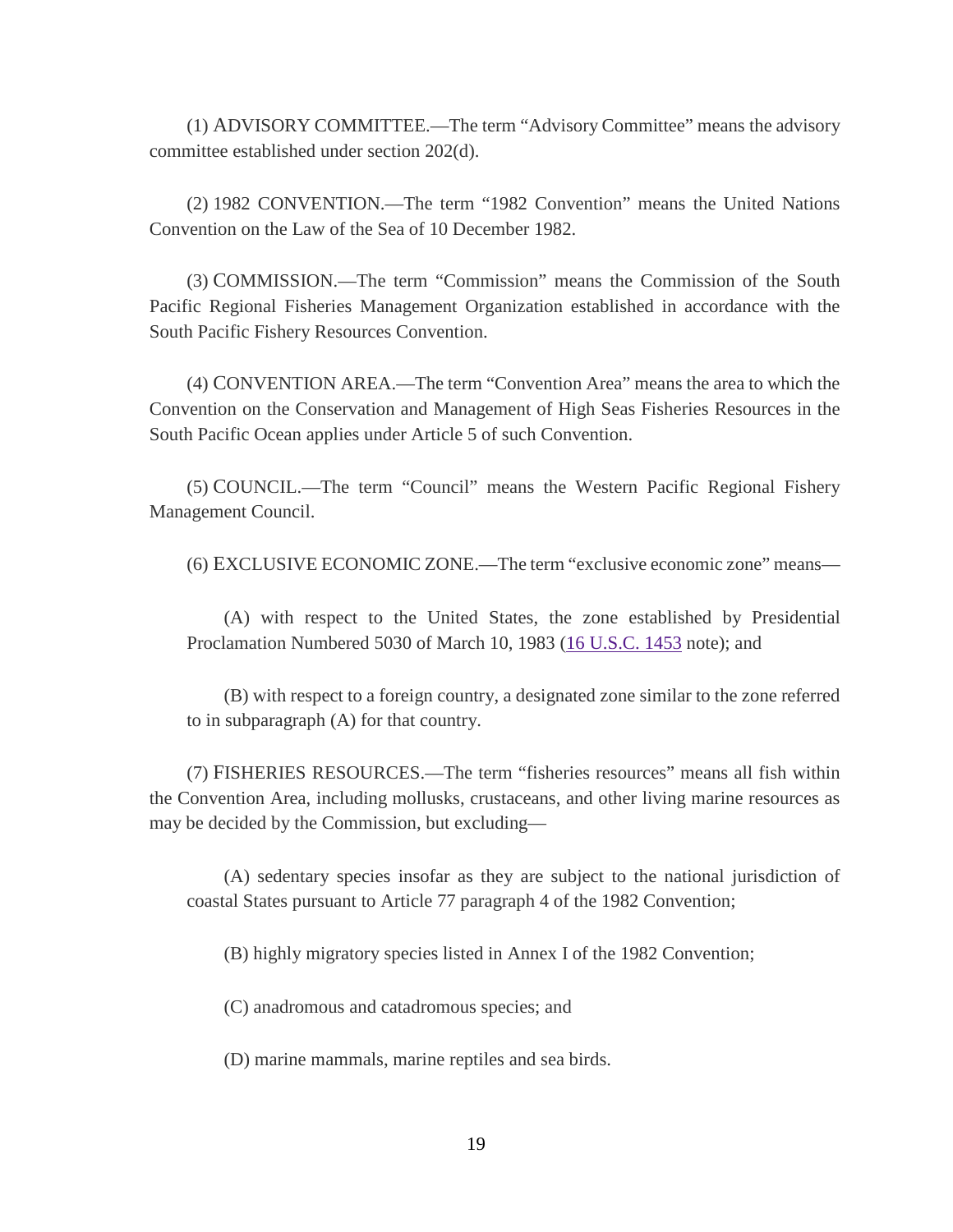(1) ADVISORY COMMITTEE.—The term “Advisory Committee” means the advisory committee established under section 202(d).

(2) 1982 CONVENTION.—The term “1982 Convention” means the United Nations Convention on the Law of the Sea of 10 December 1982.

(3) COMMISSION.—The term “Commission” means the Commission of the South Pacific Regional Fisheries Management Organization established in accordance with the South Pacific Fishery Resources Convention.

(4) CONVENTION AREA.—The term “Convention Area” means the area to which the Convention on the Conservation and Management of High Seas Fisheries Resources in the South Pacific Ocean applies under Article 5 of such Convention.

(5) COUNCIL.—The term “Council” means the Western Pacific Regional Fishery Management Council.

(6) EXCLUSIVE ECONOMIC ZONE.—The term “exclusive economic zone” means—

(A) with respect to the United States, the zone established by Presidential Proclamation Numbered 5030 of March 10, 1983 (16 U.S.C. 1453 note); and

(B) with respect to a foreign country, a designated zone similar to the zone referred to in subparagraph (A) for that country.

(7) FISHERIES RESOURCES.—The term “fisheries resources” means all fish within the Convention Area, including mollusks, crustaceans, and other living marine resources as may be decided by the Commission, but excluding—

(A) sedentary species insofar as they are subject to the national jurisdiction of coastal States pursuant to Article 77 paragraph 4 of the 1982 Convention;

(B) highly migratory species listed in Annex I of the 1982 Convention;

(C) anadromous and catadromous species; and

(D) marine mammals, marine reptiles and sea birds.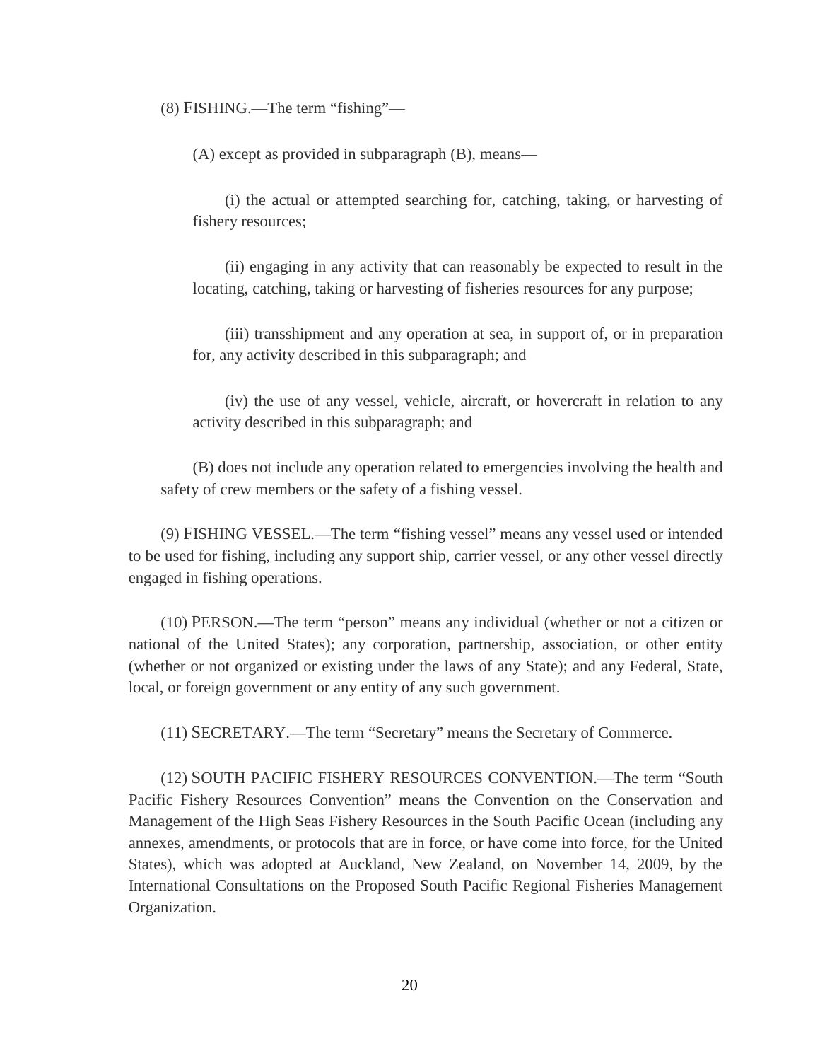(8) FISHING.—The term “fishing”—

(A) except as provided in subparagraph (B), means—

(i) the actual or attempted searching for, catching, taking, or harvesting of fishery resources;

(ii) engaging in any activity that can reasonably be expected to result in the locating, catching, taking or harvesting of fisheries resources for any purpose;

(iii) transshipment and any operation at sea, in support of, or in preparation for, any activity described in this subparagraph; and

(iv) the use of any vessel, vehicle, aircraft, or hovercraft in relation to any activity described in this subparagraph; and

(B) does not include any operation related to emergencies involving the health and safety of crew members or the safety of a fishing vessel.

(9) FISHING VESSEL.—The term “fishing vessel” means any vessel used or intended to be used for fishing, including any support ship, carrier vessel, or any other vessel directly engaged in fishing operations.

(10) PERSON.—The term “person” means any individual (whether or not a citizen or national of the United States); any corporation, partnership, association, or other entity (whether or not organized or existing under the laws of any State); and any Federal, State, local, or foreign government or any entity of any such government.

(11) SECRETARY.—The term “Secretary” means the Secretary of Commerce.

(12) SOUTH PACIFIC FISHERY RESOURCES CONVENTION.—The term “South Pacific Fishery Resources Convention” means the Convention on the Conservation and Management of the High Seas Fishery Resources in the South Pacific Ocean (including any annexes, amendments, or protocols that are in force, or have come into force, for the United States), which was adopted at Auckland, New Zealand, on November 14, 2009, by the International Consultations on the Proposed South Pacific Regional Fisheries Management Organization.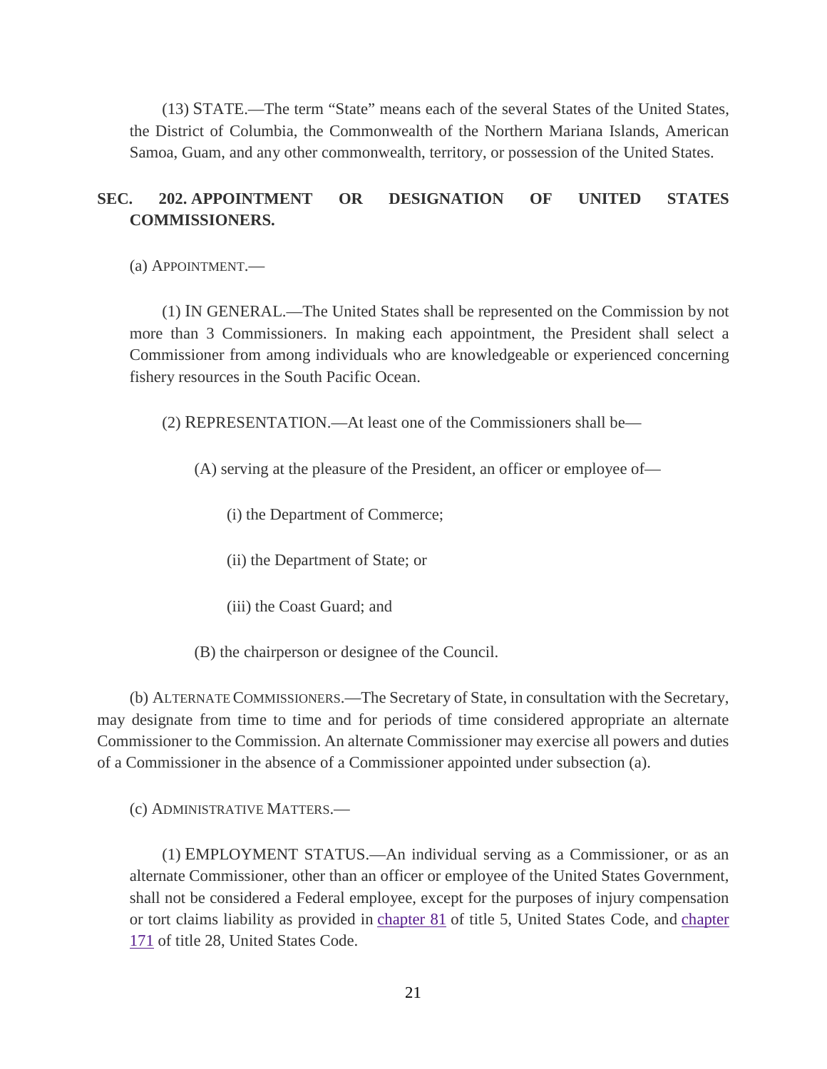(13) STATE.—The term “State” means each of the several States of the United States, the District of Columbia, the Commonwealth of the Northern Mariana Islands, American Samoa, Guam, and any other commonwealth, territory, or possession of the United States.

**SEC. 202. APPOINTMENT OR DESIGNATION OF UNITED STATES COMMISSIONERS.**

(a) APPOINTMENT.—

(1) IN GENERAL.—The United States shall be represented on the Commission by not more than 3 Commissioners. In making each appointment, the President shall select a Commissioner from among individuals who are knowledgeable or experienced concerning fishery resources in the South Pacific Ocean.

(2) REPRESENTATION.—At least one of the Commissioners shall be—

(A) serving at the pleasure of the President, an officer or employee of—

(i) the Department of Commerce;

(ii) the Department of State; or

(iii) the Coast Guard; and

(B) the chairperson or designee of the Council.

(b) ALTERNATE COMMISSIONERS.—The Secretary of State, in consultation with the Secretary, may designate from time to time and for periods of time considered appropriate an alternate Commissioner to the Commission. An alternate Commissioner may exercise all powers and duties of a Commissioner in the absence of a Commissioner appointed under subsection (a).

(c) ADMINISTRATIVE MATTERS.—

(1) EMPLOYMENT STATUS.—An individual serving as a Commissioner, or as an alternate Commissioner, other than an officer or employee of the United States Government, shall not be considered a Federal employee, except for the purposes of injury compensation or tort claims liability as provided in chapter 81 of title 5, United States Code, and chapter 171 of title 28, United States Code.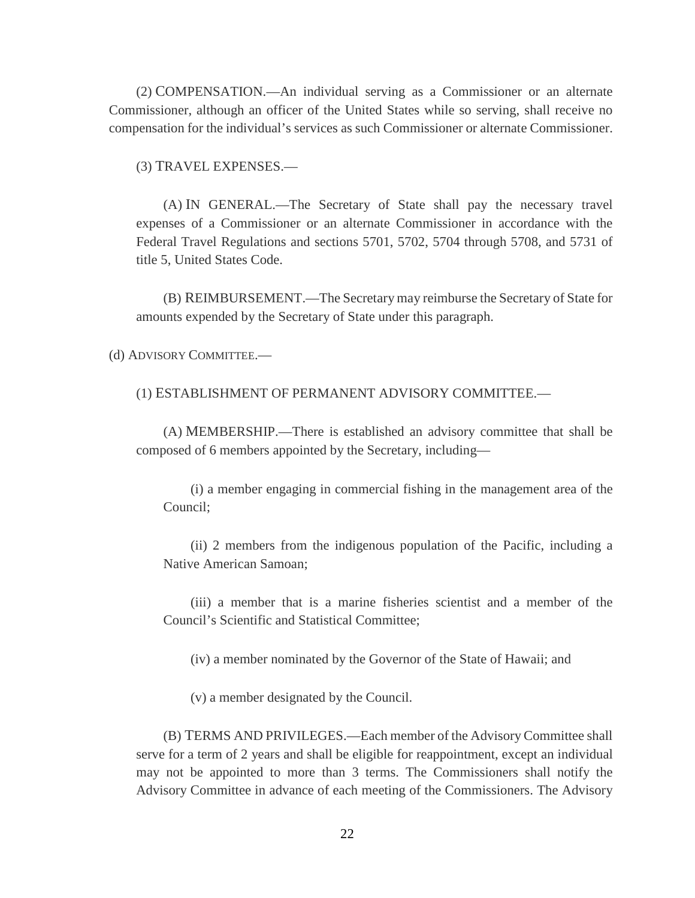(2) COMPENSATION.—An individual serving as a Commissioner or an alternate Commissioner, although an officer of the United States while so serving, shall receive no compensation for the individual's services as such Commissioner or alternate Commissioner.

(3) TRAVEL EXPENSES.—

(A) IN GENERAL.—The Secretary of State shall pay the necessary travel expenses of a Commissioner or an alternate Commissioner in accordance with the Federal Travel Regulations and sections 5701, 5702, 5704 through 5708, and 5731 of title 5, United States Code.

(B) REIMBURSEMENT.—The Secretary may reimburse the Secretary of State for amounts expended by the Secretary of State under this paragraph.

(d) ADVISORY COMMITTEE.—

(1) ESTABLISHMENT OF PERMANENT ADVISORY COMMITTEE.—

(A) MEMBERSHIP.—There is established an advisory committee that shall be composed of 6 members appointed by the Secretary, including—

(i) a member engaging in commercial fishing in the management area of the Council;

(ii) 2 members from the indigenous population of the Pacific, including a Native American Samoan;

(iii) a member that is a marine fisheries scientist and a member of the Council's Scientific and Statistical Committee;

(iv) a member nominated by the Governor of the State of Hawaii; and

(v) a member designated by the Council.

(B) TERMS AND PRIVILEGES.—Each member of the Advisory Committee shall serve for a term of 2 years and shall be eligible for reappointment, except an individual may not be appointed to more than 3 terms. The Commissioners shall notify the Advisory Committee in advance of each meeting of the Commissioners. The Advisory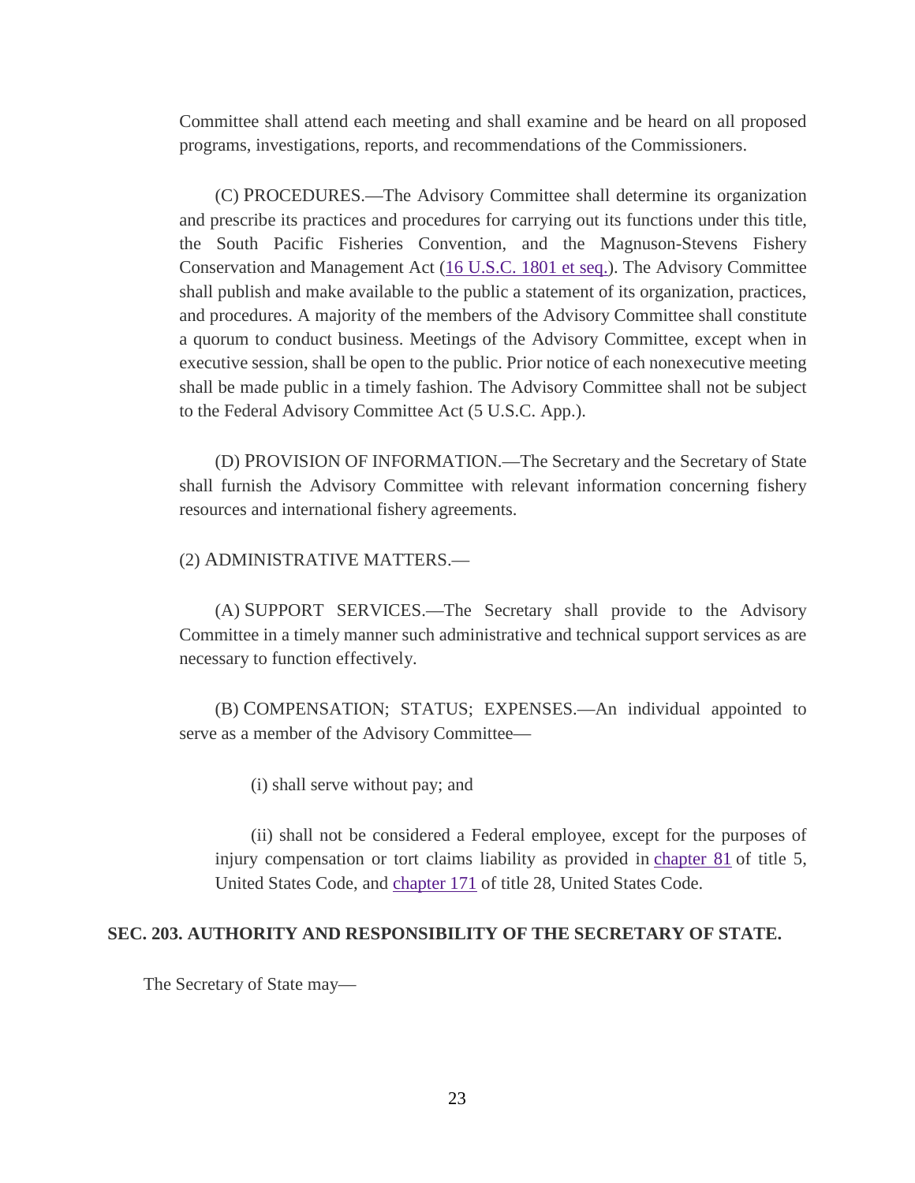Committee shall attend each meeting and shall examine and be heard on all proposed programs, investigations, reports, and recommendations of the Commissioners.

(C) PROCEDURES.—The Advisory Committee shall determine its organization and prescribe its practices and procedures for carrying out its functions under this title, the South Pacific Fisheries Convention, and the Magnuson-Stevens Fishery Conservation and Management Act (16 U.S.C. 1801 et seq.). The Advisory Committee shall publish and make available to the public a statement of its organization, practices, and procedures. A majority of the members of the Advisory Committee shall constitute a quorum to conduct business. Meetings of the Advisory Committee, except when in executive session, shall be open to the public. Prior notice of each nonexecutive meeting shall be made public in a timely fashion. The Advisory Committee shall not be subject to the Federal Advisory Committee Act (5 U.S.C. App.).

(D) PROVISION OF INFORMATION.—The Secretary and the Secretary of State shall furnish the Advisory Committee with relevant information concerning fishery resources and international fishery agreements.

(2) ADMINISTRATIVE MATTERS.—

(A) SUPPORT SERVICES.—The Secretary shall provide to the Advisory Committee in a timely manner such administrative and technical support services as are necessary to function effectively.

(B) COMPENSATION; STATUS; EXPENSES.—An individual appointed to serve as a member of the Advisory Committee—

(i) shall serve without pay; and

(ii) shall not be considered a Federal employee, except for the purposes of injury compensation or tort claims liability as provided in chapter 81 of title 5, United States Code, and chapter 171 of title 28, United States Code.

**SEC. 203. AUTHORITY AND RESPONSIBILITY OF THE SECRETARY OF STATE.**

The Secretary of State may—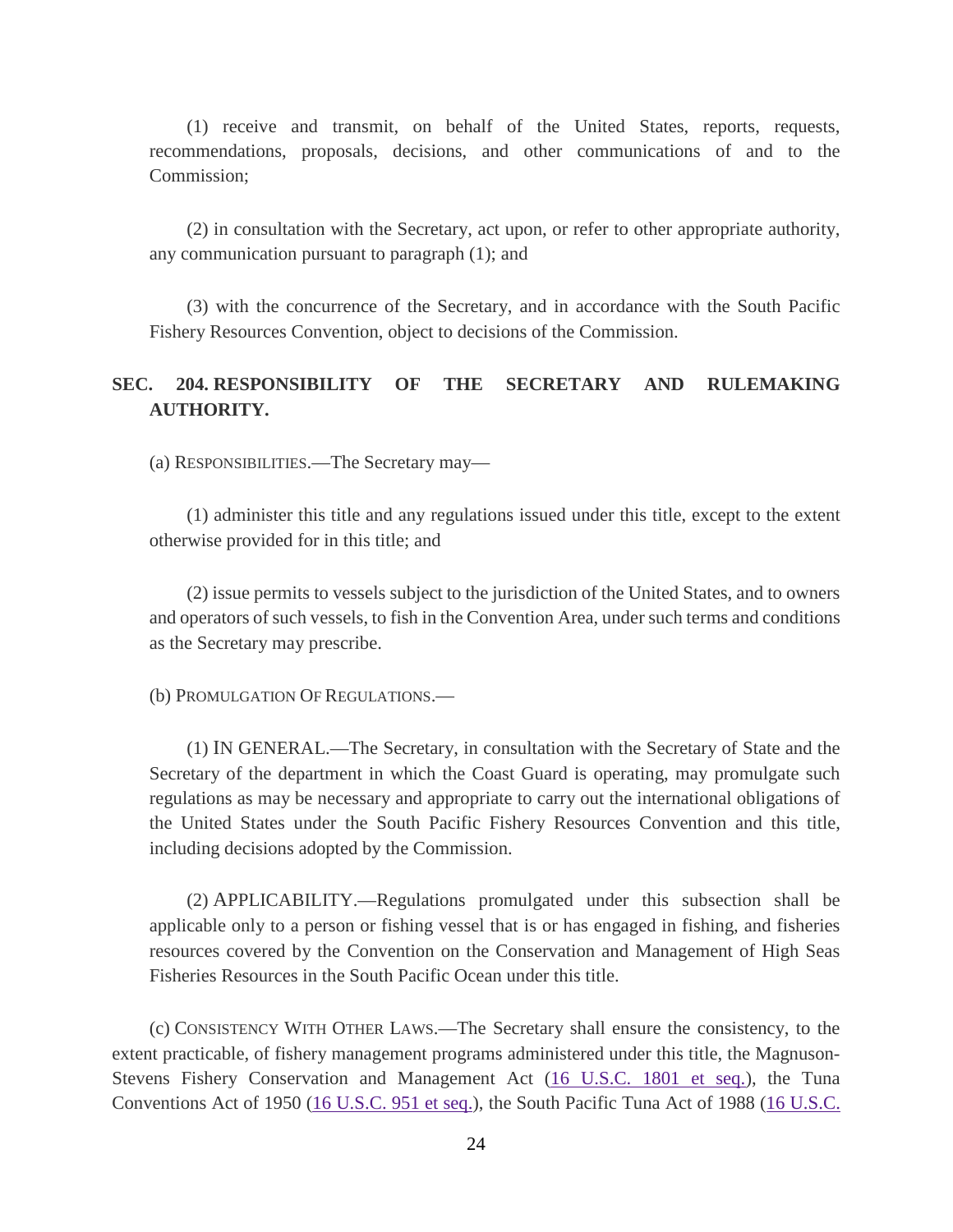(1) receive and transmit, on behalf of the United States, reports, requests, recommendations, proposals, decisions, and other communications of and to the Commission;

(2) in consultation with the Secretary, act upon, or refer to other appropriate authority, any communication pursuant to paragraph (1); and

(3) with the concurrence of the Secretary, and in accordance with the South Pacific Fishery Resources Convention, object to decisions of the Commission.

**SEC. 204. RESPONSIBILITY OF THE SECRETARY AND RULEMAKING AUTHORITY.**

(a) RESPONSIBILITIES.—The Secretary may—

(1) administer this title and any regulations issued under this title, except to the extent otherwise provided for in this title; and

(2) issue permits to vessels subject to the jurisdiction of the United States, and to owners and operators of such vessels, to fish in the Convention Area, under such terms and conditions as the Secretary may prescribe.

(b) PROMULGATION OF REGULATIONS.—

(1) IN GENERAL.—The Secretary, in consultation with the Secretary of State and the Secretary of the department in which the Coast Guard is operating, may promulgate such regulations as may be necessary and appropriate to carry out the international obligations of the United States under the South Pacific Fishery Resources Convention and this title, including decisions adopted by the Commission.

(2) APPLICABILITY.—Regulations promulgated under this subsection shall be applicable only to a person or fishing vessel that is or has engaged in fishing, and fisheries resources covered by the Convention on the Conservation and Management of High Seas Fisheries Resources in the South Pacific Ocean under this title.

(c) CONSISTENCY WITH OTHER LAWS.—The Secretary shall ensure the consistency, to the extent practicable, of fishery management programs administered under this title, the Magnuson-Stevens Fishery Conservation and Management Act (16 U.S.C. 1801 et seq.), the Tuna Conventions Act of 1950 (16 U.S.C. 951 et seq.), the South Pacific Tuna Act of 1988 (16 U.S.C.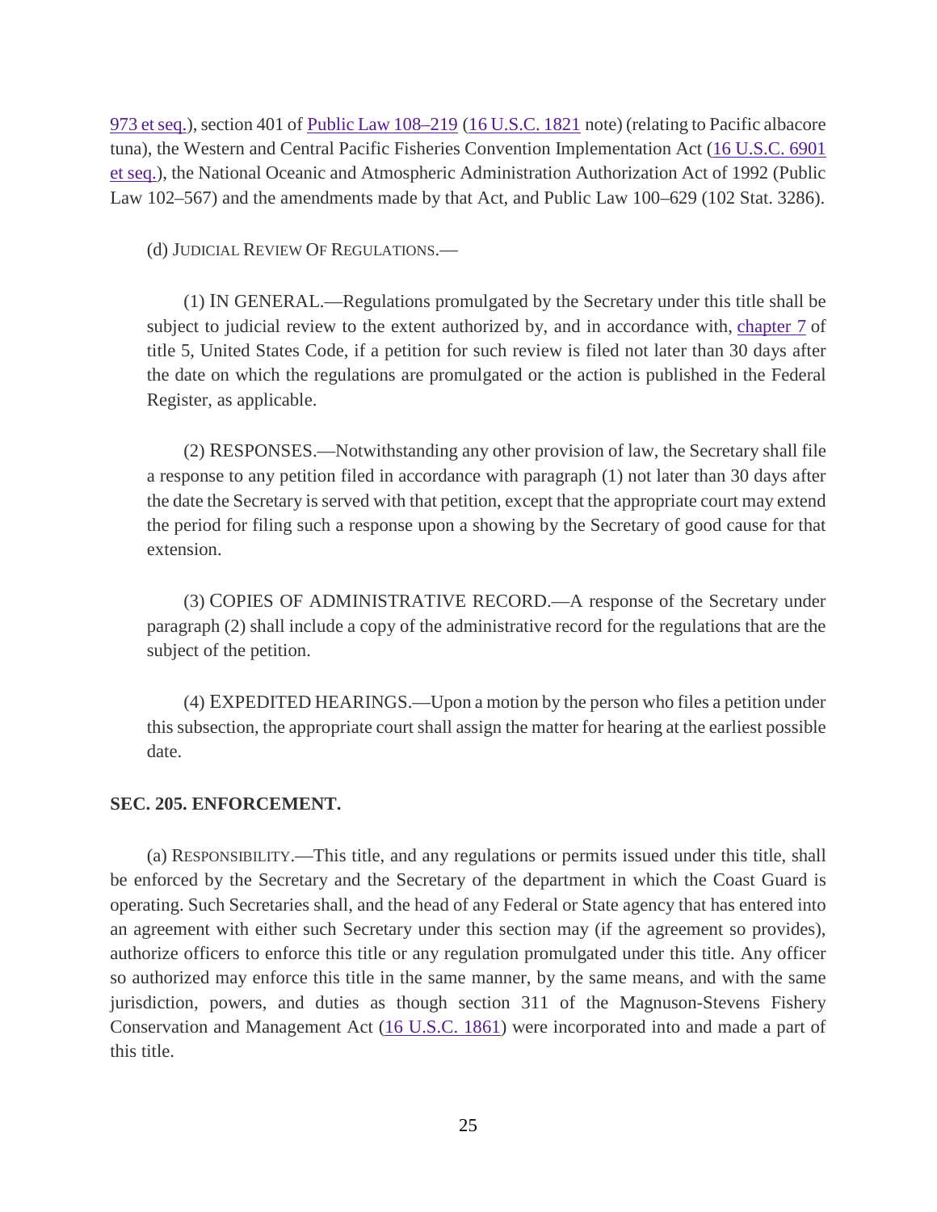973 et seq.), section 401 of Public Law 108–219 (16 U.S.C. 1821 note) (relating to Pacific albacore tuna), the Western and Central Pacific Fisheries Convention Implementation Act (16 U.S.C. 6901 et seq.), the National Oceanic and Atmospheric Administration Authorization Act of 1992 (Public Law 102–567) and the amendments made by that Act, and Public Law 100–629 (102 Stat. 3286).

(d) JUDICIAL REVIEW OF REGULATIONS.—

(1) IN GENERAL.—Regulations promulgated by the Secretary under this title shall be subject to judicial review to the extent authorized by, and in accordance with, chapter 7 of title 5, United States Code, if a petition for such review is filed not later than 30 days after the date on which the regulations are promulgated or the action is published in the Federal Register, as applicable.

(2) RESPONSES.—Notwithstanding any other provision of law, the Secretary shall file a response to any petition filed in accordance with paragraph (1) not later than 30 days after the date the Secretary is served with that petition, except that the appropriate court may extend the period for filing such a response upon a showing by the Secretary of good cause for that extension.

(3) COPIES OF ADMINISTRATIVE RECORD.—A response of the Secretary under paragraph (2) shall include a copy of the administrative record for the regulations that are the subject of the petition.

(4) EXPEDITED HEARINGS.—Upon a motion by the person who files a petition under this subsection, the appropriate court shall assign the matter for hearing at the earliest possible date.

**SEC. 205. ENFORCEMENT.**

(a) RESPONSIBILITY.—This title, and any regulations or permits issued under this title, shall be enforced by the Secretary and the Secretary of the department in which the Coast Guard is operating. Such Secretaries shall, and the head of any Federal or State agency that has entered into an agreement with either such Secretary under this section may (if the agreement so provides), authorize officers to enforce this title or any regulation promulgated under this title. Any officer so authorized may enforce this title in the same manner, by the same means, and with the same jurisdiction, powers, and duties as though section 311 of the Magnuson-Stevens Fishery Conservation and Management Act (16 U.S.C. 1861) were incorporated into and made a part of this title.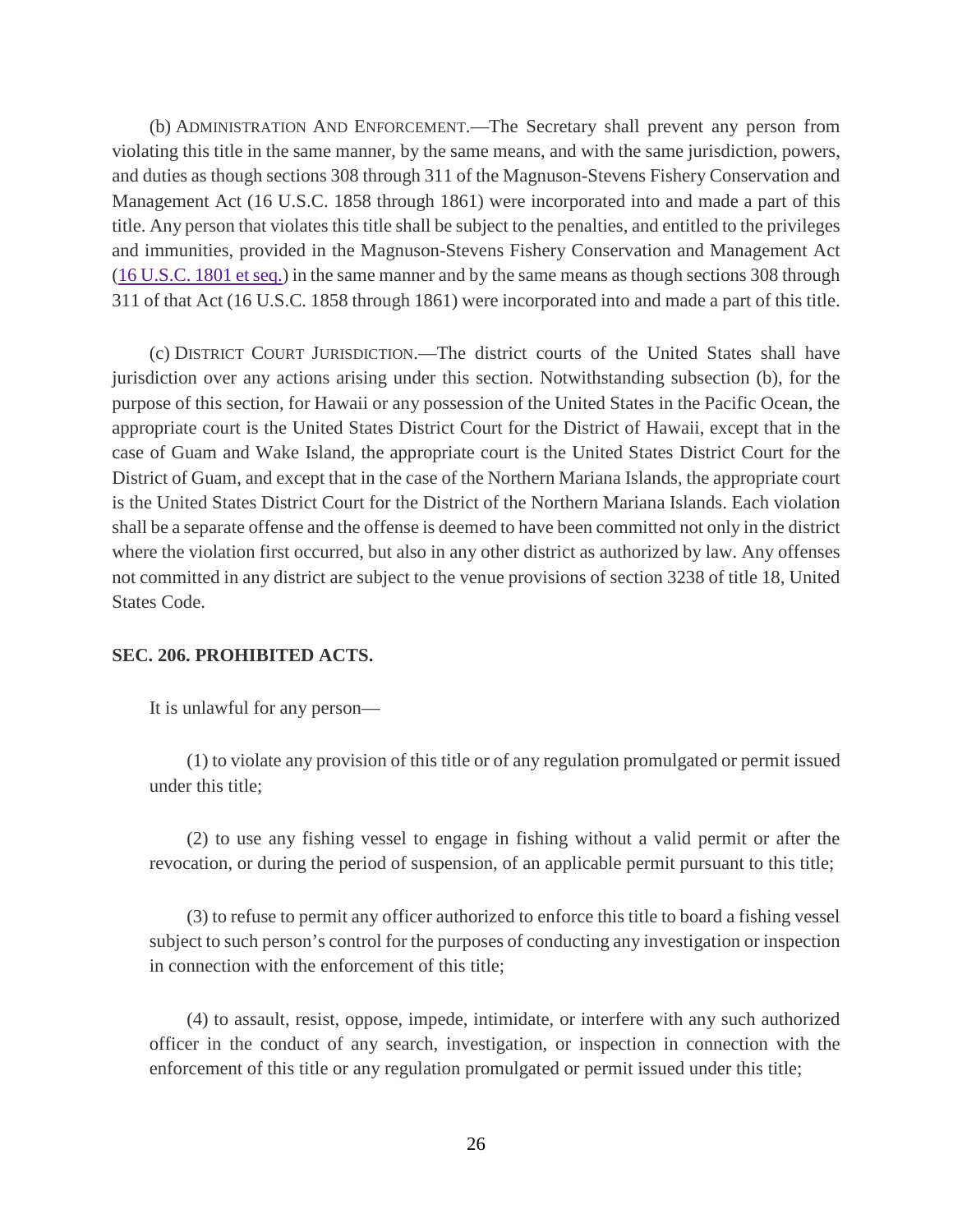(b) Administration And Enforcement.—The Secretary shall prevent any person from violating this title in the same manner, by the same means, and with the same jurisdiction, powers, and duties as though sections 308 through 311 of the Magnuson-Stevens Fishery Conservation and Management Act (16 U.S.C. 1858 through 1861) were incorporated into and made a part of this title. Any person that violates this title shall be subject to the penalties, and entitled to the privileges and immunities, provided in the Magnuson-Stevens Fishery Conservation and Management Act (16 U.S.C. 1801 et seq.) in the same manner and by the same means as though sections 308 through 311 of that Act (16 U.S.C. 1858 through 1861) were incorporated into and made a part of this title.

(c) District Court Jurisdiction.—The district courts of the United States shall have jurisdiction over any actions arising under this section. Notwithstanding subsection (b), for the purpose of this section, for Hawaii or any possession of the United States in the Pacific Ocean, the appropriate court is the United States District Court for the District of Hawaii, except that in the case of Guam and Wake Island, the appropriate court is the United States District Court for the District of Guam, and except that in the case of the Northern Mariana Islands, the appropriate court is the United States District Court for the District of the Northern Mariana Islands. Each violation shall be a separate offense and the offense is deemed to have been committed not only in the district where the violation first occurred, but also in any other district as authorized by law. Any offenses not committed in any district are subject to the venue provisions of section 3238 of title 18, United States Code.

**SEC. 206. PROHIBITED ACTS.**

It is unlawful for any person—

(1) to violate any provision of this title or of any regulation promulgated or permit issued under this title;

(2) to use any fishing vessel to engage in fishing without a valid permit or after the revocation, or during the period of suspension, of an applicable permit pursuant to this title;

(3) to refuse to permit any officer authorized to enforce this title to board a fishing vessel subject to such person's control for the purposes of conducting any investigation or inspection in connection with the enforcement of this title;

(4) to assault, resist, oppose, impede, intimidate, or interfere with any such authorized officer in the conduct of any search, investigation, or inspection in connection with the enforcement of this title or any regulation promulgated or permit issued under this title;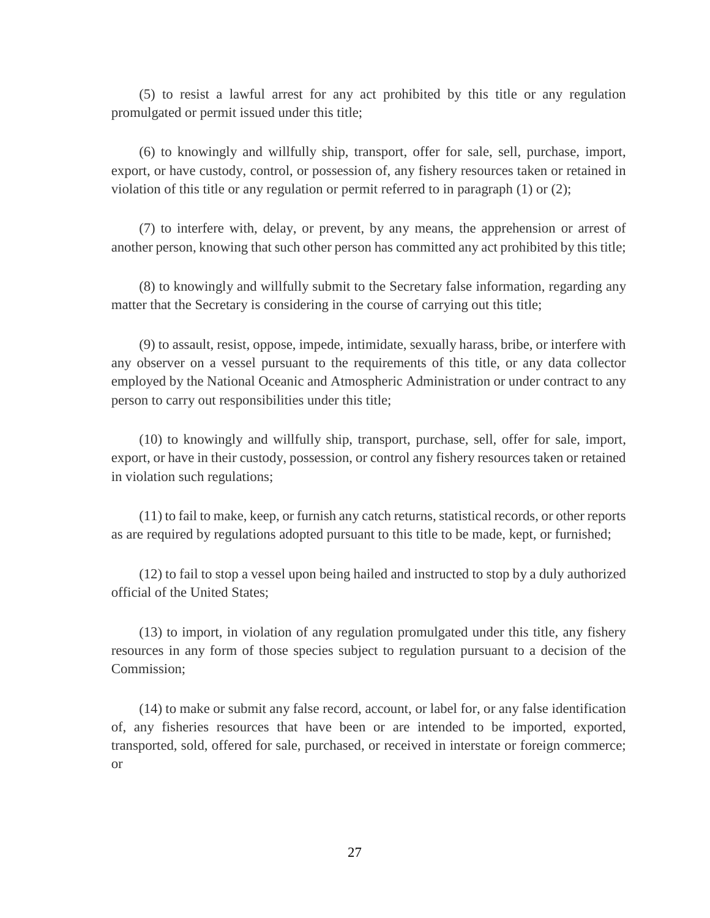(5) to resist a lawful arrest for any act prohibited by this title or any regulation promulgated or permit issued under this title;

(6) to knowingly and willfully ship, transport, offer for sale, sell, purchase, import, export, or have custody, control, or possession of, any fishery resources taken or retained in violation of this title or any regulation or permit referred to in paragraph (1) or (2);

(7) to interfere with, delay, or prevent, by any means, the apprehension or arrest of another person, knowing that such other person has committed any act prohibited by this title;

(8) to knowingly and willfully submit to the Secretary false information, regarding any matter that the Secretary is considering in the course of carrying out this title;

(9) to assault, resist, oppose, impede, intimidate, sexually harass, bribe, or interfere with any observer on a vessel pursuant to the requirements of this title, or any data collector employed by the National Oceanic and Atmospheric Administration or under contract to any person to carry out responsibilities under this title;

(10) to knowingly and willfully ship, transport, purchase, sell, offer for sale, import, export, or have in their custody, possession, or control any fishery resources taken or retained in violation such regulations;

(11) to fail to make, keep, or furnish any catch returns, statistical records, or other reports as are required by regulations adopted pursuant to this title to be made, kept, or furnished;

(12) to fail to stop a vessel upon being hailed and instructed to stop by a duly authorized official of the United States;

(13) to import, in violation of any regulation promulgated under this title, any fishery resources in any form of those species subject to regulation pursuant to a decision of the Commission;

(14) to make or submit any false record, account, or label for, or any false identification of, any fisheries resources that have been or are intended to be imported, exported, transported, sold, offered for sale, purchased, or received in interstate or foreign commerce; or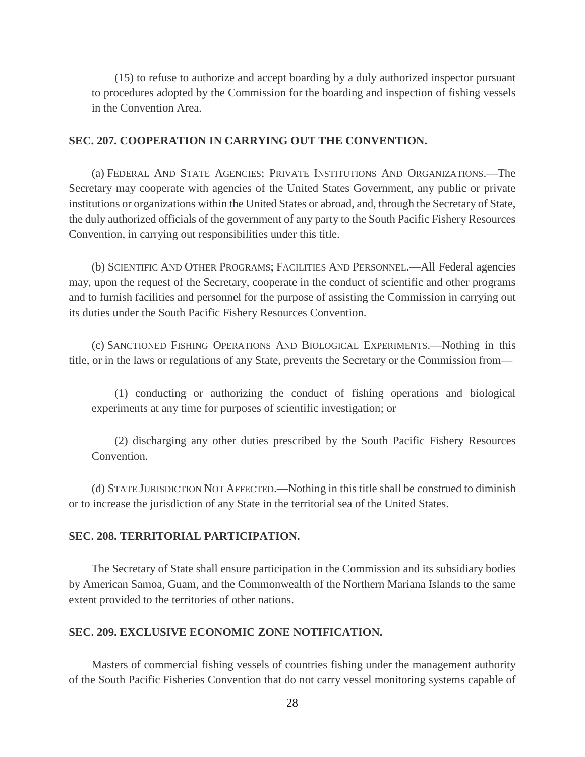(15) to refuse to authorize and accept boarding by a duly authorized inspector pursuant to procedures adopted by the Commission for the boarding and inspection of fishing vessels in the Convention Area.

**SEC. 207. COOPERATION IN CARRYING OUT THE CONVENTION.**

(a) FEDERAL AND STATE AGENCIES; PRIVATE INSTITUTIONS AND ORGANIZATIONS.—The Secretary may cooperate with agencies of the United States Government, any public or private institutions or organizations within the United States or abroad, and, through the Secretary of State, the duly authorized officials of the government of any party to the South Pacific Fishery Resources Convention, in carrying out responsibilities under this title.

(b) SCIENTIFIC AND OTHER PROGRAMS; FACILITIES AND PERSONNEL.—All Federal agencies may, upon the request of the Secretary, cooperate in the conduct of scientific and other programs and to furnish facilities and personnel for the purpose of assisting the Commission in carrying out its duties under the South Pacific Fishery Resources Convention.

(c) SANCTIONED FISHING OPERATIONS AND BIOLOGICAL EXPERIMENTS.—Nothing in this title, or in the laws or regulations of any State, prevents the Secretary or the Commission from—

(1) conducting or authorizing the conduct of fishing operations and biological experiments at any time for purposes of scientific investigation; or

(2) discharging any other duties prescribed by the South Pacific Fishery Resources Convention.

(d) STATE JURISDICTION NOT AFFECTED.—Nothing in this title shall be construed to diminish or to increase the jurisdiction of any State in the territorial sea of the United States.

**SEC. 208. TERRITORIAL PARTICIPATION.**

The Secretary of State shall ensure participation in the Commission and its subsidiary bodies by American Samoa, Guam, and the Commonwealth of the Northern Mariana Islands to the same extent provided to the territories of other nations.

**SEC. 209. EXCLUSIVE ECONOMIC ZONE NOTIFICATION.**

Masters of commercial fishing vessels of countries fishing under the management authority of the South Pacific Fisheries Convention that do not carry vessel monitoring systems capable of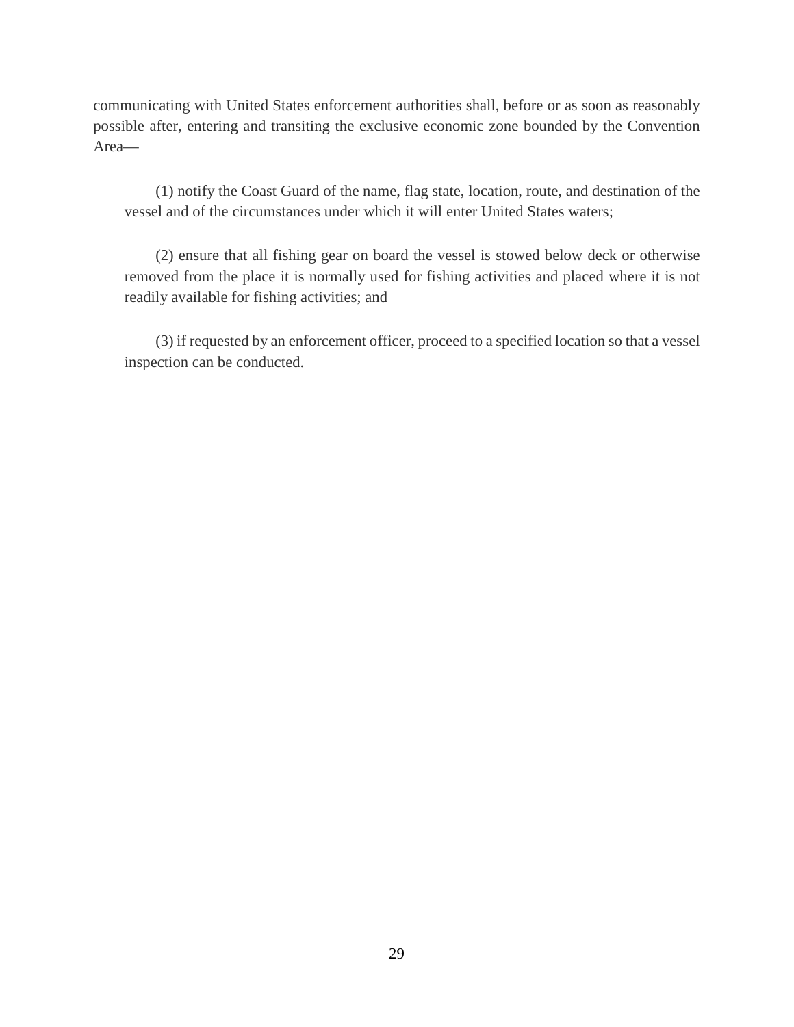communicating with United States enforcement authorities shall, before or as soon as reasonably possible after, entering and transiting the exclusive economic zone bounded by the Convention Area—

(1) notify the Coast Guard of the name, flag state, location, route, and destination of the vessel and of the circumstances under which it will enter United States waters;

(2) ensure that all fishing gear on board the vessel is stowed below deck or otherwise removed from the place it is normally used for fishing activities and placed where it is not readily available for fishing activities; and

(3) if requested by an enforcement officer, proceed to a specified location so that a vessel inspection can be conducted.